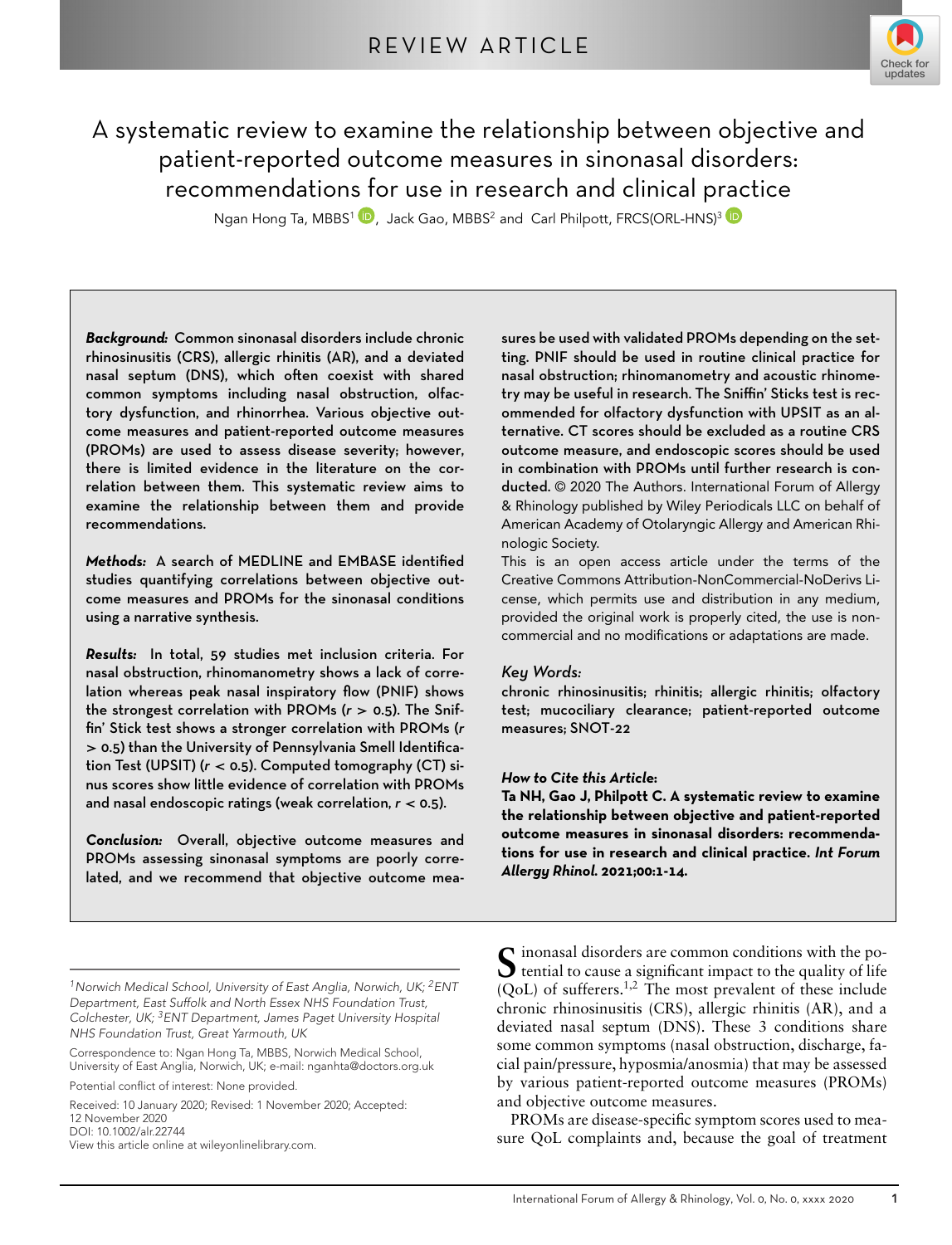REVIEW ARTICLE

# A systematic review to examine the relationship between objective and patient-reported outcome measures in sinonasal disorders: recommendations for use in research and clinical practice

Ngan Hong Ta, MBBS[1], Jack Gao, MBBS[2] and Carl Philpott, FRCS(ORL-HNS)[3]

***Background:*** **Common sinonasal disorders include chronic rhinosinusitis (CRS), allergic rhinitis (AR), and a deviated nasal septum (DNS), which often coexist with shared common symptoms including nasal obstruction, olfactory dysfunction, and rhinorrhea. Various objective outcome measures and patient-reported outcome measures (PROMs) are used to assess disease severity; however, there is limited evidence in the literature on the correlation between them. This systematic review aims to examine the relationship between them and provide recommendations.**

***Methods:*** **A search of MEDLINE and EMBASE identified studies quantifying correlations between objective outcome measures and PROMs for the sinonasal conditions using a narrative synthesis.**

***Results:*** **In total, 59 studies met inclusion criteria. For nasal obstruction, rhinomanometry shows a lack of correlation whereas peak nasal inspiratory flow (PNIF) shows the strongest correlation with PROMs ($r > 0.5$). The Sniffin' Stick test shows a stronger correlation with PROMs ($r > 0.5$) than the University of Pennsylvania Smell Identification Test (UPSIT) ($r < 0.5$). Computed tomography (CT) sinus scores show little evidence of correlation with PROMs and nasal endoscopic ratings (weak correlation, $r < 0.5$).**

***Conclusion:*** **Overall, objective outcome measures and PROMs assessing sinonasal symptoms are poorly correlated, and we recommend that objective outcome measures be used with validated PROMs depending on the setting. PNIF should be used in routine clinical practice for nasal obstruction; rhinomanometry and acoustic rhinometry may be useful in research. The Sniffin' Sticks test is recommended for olfactory dysfunction with UPSIT as an alternative. CT scores should be excluded as a routine CRS outcome measure, and endoscopic scores should be used in combination with PROMs until further research is conducted.** © 2020 The Authors. International Forum of Allergy & Rhinology published by Wiley Periodicals LLC on behalf of American Academy of Otolaryngic Allergy and American Rhinologic Society.

This is an open access article under the terms of the Creative Commons Attribution-NonCommercial-NoDerivs License, which permits use and distribution in any medium, provided the original work is properly cited, the use is non-commercial and no modifications or adaptations are made.

*Key Words:*

**chronic rhinosinusitis; rhinitis; allergic rhinitis; olfactory test; mucociliary clearance; patient-reported outcome measures; SNOT-22**

***How to Cite this Article*:**

**Ta NH, Gao J, Philpott C. A systematic review to examine the relationship between objective and patient-reported outcome measures in sinonasal disorders: recommendations for use in research and clinical practice. *Int Forum Allergy Rhinol.* 2021;00:1-14.**

[1]*Norwich Medical School, University of East Anglia, Norwich, UK;* [2]*ENT Department, East Suffolk and North Essex NHS Foundation Trust, Colchester, UK;* [3]*ENT Department, James Paget University Hospital NHS Foundation Trust, Great Yarmouth, UK*

Correspondence to: Ngan Hong Ta, MBBS, Norwich Medical School, University of East Anglia, Norwich, UK; e-mail: nganhta@doctors.org.uk

Potential conflict of interest: None provided.

Received: 10 January 2020; Revised: 1 November 2020; Accepted: 12 November 2020

DOI: 10.1002/alr.22744

View this article online at wileyonlinelibrary.com.

Sinonasal disorders are common conditions with the potential to cause a significant impact to the quality of life (QoL) of sufferers.[1,2] The most prevalent of these include chronic rhinosinusitis (CRS), allergic rhinitis (AR), and a deviated nasal septum (DNS). These 3 conditions share some common symptoms (nasal obstruction, discharge, facial pain/pressure, hyposmia/anosmia) that may be assessed by various patient-reported outcome measures (PROMs) and objective outcome measures.

PROMs are disease-specific symptom scores used to measure QoL complaints and, because the goal of treatment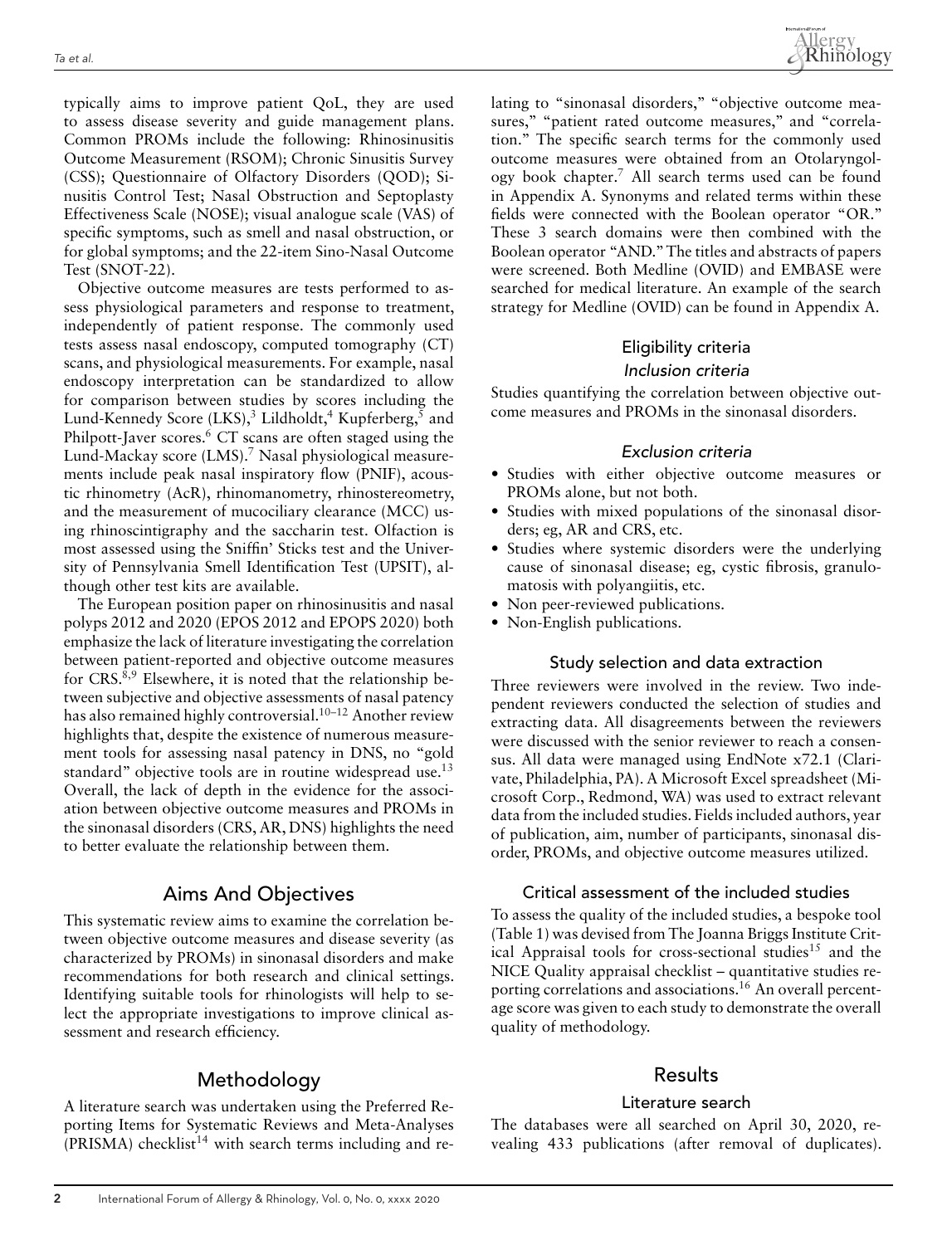typically aims to improve patient QoL, they are used to assess disease severity and guide management plans. Common PROMs include the following: Rhinosinusitis Outcome Measurement (RSOM); Chronic Sinusitis Survey (CSS); Questionnaire of Olfactory Disorders (QOD); Sinusitis Control Test; Nasal Obstruction and Septoplasty Effectiveness Scale (NOSE); visual analogue scale (VAS) of specific symptoms, such as smell and nasal obstruction, or for global symptoms; and the 22-item Sino-Nasal Outcome Test (SNOT-22).

Objective outcome measures are tests performed to assess physiological parameters and response to treatment, independently of patient response. The commonly used tests assess nasal endoscopy, computed tomography (CT) scans, and physiological measurements. For example, nasal endoscopy interpretation can be standardized to allow for comparison between studies by scores including the Lund-Kennedy Score (LKS),[3] Lildholdt,[4] Kupferberg,[5] and Philpott-Javer scores.[6] CT scans are often staged using the Lund-Mackay score (LMS).[7] Nasal physiological measurements include peak nasal inspiratory flow (PNIF), acoustic rhinometry (AcR), rhinomanometry, rhinostereometry, and the measurement of mucociliary clearance (MCC) using rhinoscintigraphy and the saccharin test. Olfaction is most assessed using the Sniffin' Sticks test and the University of Pennsylvania Smell Identification Test (UPSIT), although other test kits are available.

The European position paper on rhinosinusitis and nasal polyps 2012 and 2020 (EPOS 2012 and EPOPS 2020) both emphasize the lack of literature investigating the correlation between patient-reported and objective outcome measures for CRS.[8,9] Elsewhere, it is noted that the relationship between subjective and objective assessments of nasal patency has also remained highly controversial.[10–12] Another review highlights that, despite the existence of numerous measurement tools for assessing nasal patency in DNS, no "gold standard" objective tools are in routine widespread use.[13] Overall, the lack of depth in the evidence for the association between objective outcome measures and PROMs in the sinonasal disorders (CRS, AR, DNS) highlights the need to better evaluate the relationship between them.

## Aims And Objectives

This systematic review aims to examine the correlation between objective outcome measures and disease severity (as characterized by PROMs) in sinonasal disorders and make recommendations for both research and clinical settings. Identifying suitable tools for rhinologists will help to select the appropriate investigations to improve clinical assessment and research efficiency.

## Methodology

A literature search was undertaken using the Preferred Reporting Items for Systematic Reviews and Meta-Analyses (PRISMA) checklist[14] with search terms including and relating to "sinonasal disorders," "objective outcome measures," "patient rated outcome measures," and "correlation." The specific search terms for the commonly used outcome measures were obtained from an Otolaryngology book chapter.[7] All search terms used can be found in Appendix A. Synonyms and related terms within these fields were connected with the Boolean operator "OR." These 3 search domains were then combined with the Boolean operator "AND." The titles and abstracts of papers were screened. Both Medline (OVID) and EMBASE were searched for medical literature. An example of the search strategy for Medline (OVID) can be found in Appendix A.

### Eligibility criteria

#### *Inclusion criteria*

Studies quantifying the correlation between objective outcome measures and PROMs in the sinonasal disorders.

#### *Exclusion criteria*

- Studies with either objective outcome measures or PROMs alone, but not both.
- Studies with mixed populations of the sinonasal disorders; eg, AR and CRS, etc.
- Studies where systemic disorders were the underlying cause of sinonasal disease; eg, cystic fibrosis, granulomatosis with polyangiitis, etc.
- Non peer-reviewed publications.
- Non-English publications.

### Study selection and data extraction

Three reviewers were involved in the review. Two independent reviewers conducted the selection of studies and extracting data. All disagreements between the reviewers were discussed with the senior reviewer to reach a consensus. All data were managed using EndNote x72.1 (Clarivate, Philadelphia, PA). A Microsoft Excel spreadsheet (Microsoft Corp., Redmond, WA) was used to extract relevant data from the included studies. Fields included authors, year of publication, aim, number of participants, sinonasal disorder, PROMs, and objective outcome measures utilized.

### Critical assessment of the included studies

To assess the quality of the included studies, a bespoke tool (Table 1) was devised from The Joanna Briggs Institute Critical Appraisal tools for cross-sectional studies[15] and the NICE Quality appraisal checklist – quantitative studies reporting correlations and associations.[16] An overall percentage score was given to each study to demonstrate the overall quality of methodology.

## Results

### Literature search

The databases were all searched on April 30, 2020, revealing 433 publications (after removal of duplicates).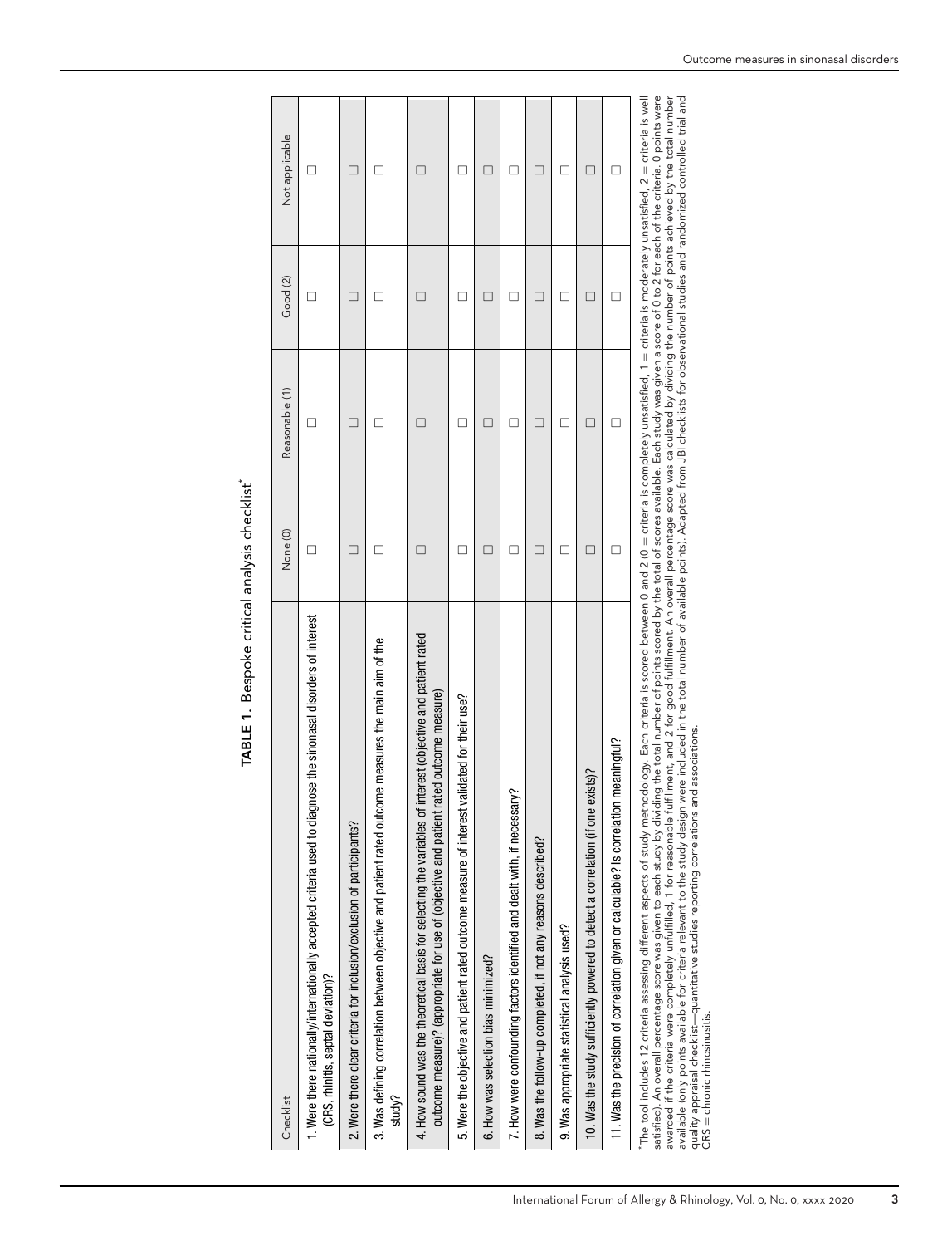**TABLE 1.** Bespoke critical analysis checklist*

| Checklist | None (0) | Reasonable (1) | Good (2) | Not applicable |
|---|---|---|---|---|
| 1. Were there nationally/internationally accepted criteria used to diagnose the sinonasal disorders of interest (CRS, rhinitis, septal deviation)? | ☐ | ☐ | ☐ | ☐ |
| 2. Were there clear criteria for inclusion/exclusion of participants? | ☐ | ☐ | ☐ | ☐ |
| 3. Was defining correlation between objective and patient rated outcome measures the main aim of the study? | ☐ | ☐ | ☐ | ☐ |
| 4. How sound was the theoretical basis for selecting the variables of interest (objective and patient rated outcome measure)? (appropriate for use of (objective and patient rated outcome measure) | ☐ | ☐ | ☐ | ☐ |
| 5. Were the objective and patient rated outcome measure of interest validated for their use? | ☐ | ☐ | ☐ | ☐ |
| 6. How was selection bias minimized? | ☐ | ☐ | ☐ | ☐ |
| 7. How were confounding factors identified and dealt with, if necessary? | ☐ | ☐ | ☐ | ☐ |
| 8. Was the follow-up completed, if not any reasons described? | ☐ | ☐ | ☐ | ☐ |
| 9. Was appropriate statistical analysis used? | ☐ | ☐ | ☐ | ☐ |
| 10. Was the study sufficiently powered to detect a correlation (if one exists)? | ☐ | ☐ | ☐ | ☐ |
| 11. Was the precision of correlation given or calculable? Is correlation meaningful? | ☐ | ☐ | ☐ | ☐ |

*The tool includes 12 criteria assessing different aspects of study methodology. Each criteria is scored between 0 and 2 (0 = criteria is completely unsatisfied, 1 = criteria is moderately unsatisfied, 2 = criteria is well satisfied). An overall percentage score was given to each study by dividing the total number of points scored by the total of scores available. Each study was given a score of 0 to 2 for each of the criteria. 0 points were awarded if the criteria were completely unfulfilled, 1 for reasonable fulfillment, and 2 for good fulfillment. An overall percentage score was calculated by dividing the number of points achieved by the total number available (only points available for criteria relevant to the study design were included in the total number of available points). Adapted from JBI checklists for observational studies and randomized controlled trial and quality appraisal checklist—quantitative studies reporting correlations and associations.
CRS = chronic rhinosinusitis.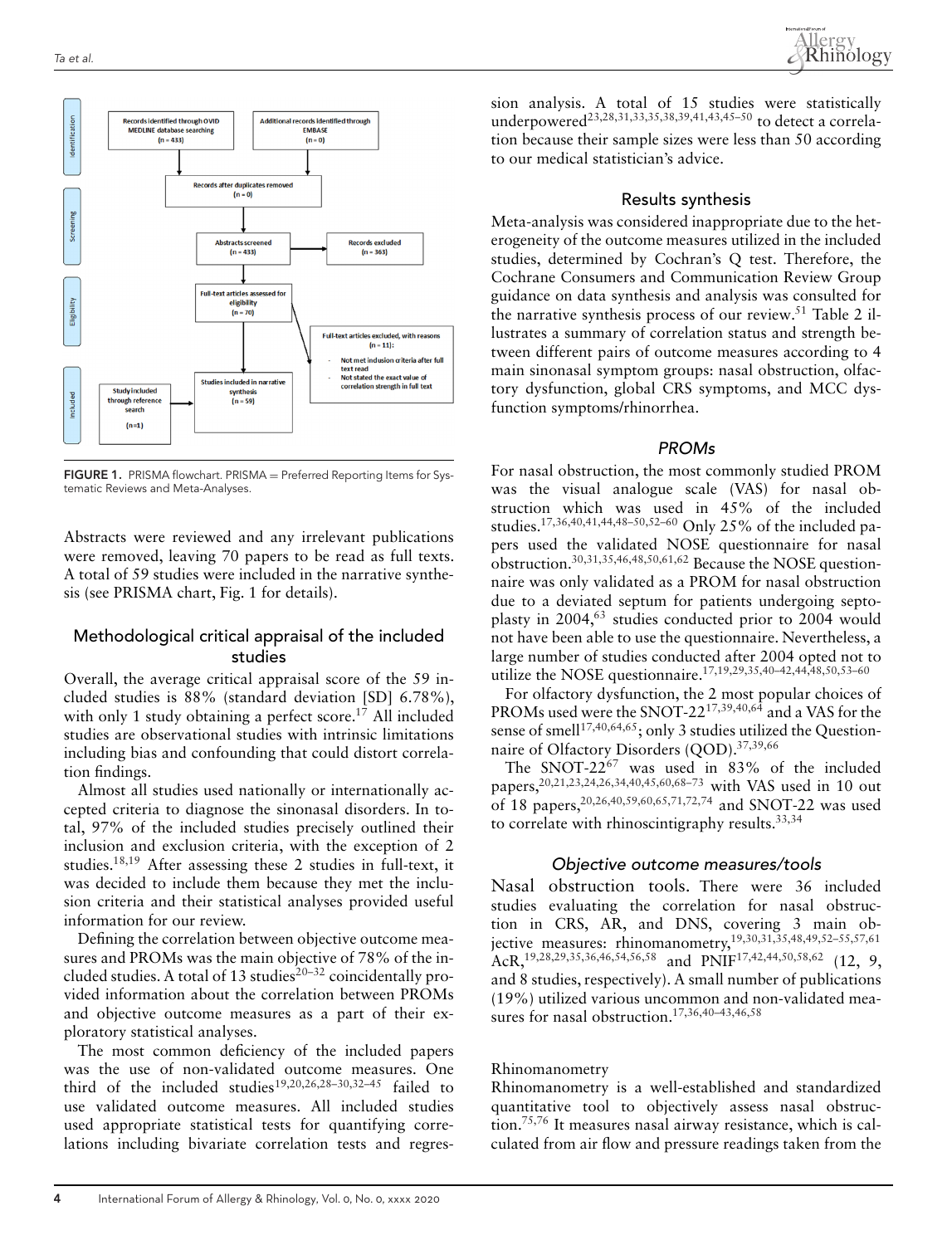FIGURE 1. PRISMA flowchart. PRISMA = Preferred Reporting Items for Systematic Reviews and Meta-Analyses.

Abstracts were reviewed and any irrelevant publications were removed, leaving 70 papers to be read as full texts. A total of 59 studies were included in the narrative synthesis (see PRISMA chart, Fig. 1 for details).

## Methodological critical appraisal of the included studies

Overall, the average critical appraisal score of the 59 included studies is 88% (standard deviation [SD] 6.78%), with only 1 study obtaining a perfect score.[17] All included studies are observational studies with intrinsic limitations including bias and confounding that could distort correlation findings.

Almost all studies used nationally or internationally accepted criteria to diagnose the sinonasal disorders. In total, 97% of the included studies precisely outlined their inclusion and exclusion criteria, with the exception of 2 studies.[18,19] After assessing these 2 studies in full-text, it was decided to include them because they met the inclusion criteria and their statistical analyses provided useful information for our review.

Defining the correlation between objective outcome measures and PROMs was the main objective of 78% of the included studies. A total of 13 studies[20–32] coincidentally provided information about the correlation between PROMs and objective outcome measures as a part of their exploratory statistical analyses.

The most common deficiency of the included papers was the use of non-validated outcome measures. One third of the included studies[19,20,26,28–30,32–45] failed to use validated outcome measures. All included studies used appropriate statistical tests for quantifying correlations including bivariate correlation tests and regression analysis. A total of 15 studies were statistically underpowered[23,28,31,33,35,38,39,41,43,45–50] to detect a correlation because their sample sizes were less than 50 according to our medical statistician's advice.

## Results synthesis

Meta-analysis was considered inappropriate due to the heterogeneity of the outcome measures utilized in the included studies, determined by Cochran's Q test. Therefore, the Cochrane Consumers and Communication Review Group guidance on data synthesis and analysis was consulted for the narrative synthesis process of our review.[51] Table 2 illustrates a summary of correlation status and strength between different pairs of outcome measures according to 4 main sinonasal symptom groups: nasal obstruction, olfactory dysfunction, global CRS symptoms, and MCC dysfunction symptoms/rhinorrhea.

### *PROMs*

For nasal obstruction, the most commonly studied PROM was the visual analogue scale (VAS) for nasal obstruction which was used in 45% of the included studies.[17,36,40,41,44,48–50,52–60] Only 25% of the included papers used the validated NOSE questionnaire for nasal obstruction.[30,31,35,46,48,50,61,62] Because the NOSE questionnaire was only validated as a PROM for nasal obstruction due to a deviated septum for patients undergoing septoplasty in 2004,[63] studies conducted prior to 2004 would not have been able to use the questionnaire. Nevertheless, a large number of studies conducted after 2004 opted not to utilize the NOSE questionnaire.[17,19,29,35,40–42,44,48,50,53–60]

For olfactory dysfunction, the 2 most popular choices of PROMs used were the SNOT-22[17,39,40,64] and a VAS for the sense of smell[17,40,64,65]; only 3 studies utilized the Questionnaire of Olfactory Disorders (QOD).[37,39,66]

The SNOT-22[67] was used in 83% of the included papers,[20,21,23,24,26,34,40,45,60,68–73] with VAS used in 10 out of 18 papers,[20,26,40,59,60,65,71,72,74] and SNOT-22 was used to correlate with rhinoscintigraphy results.[33,34]

### *Objective outcome measures/tools*

**Nasal obstruction tools.** There were 36 included studies evaluating the correlation for nasal obstruction in CRS, AR, and DNS, covering 3 main objective measures: rhinomanometry,[19,30,31,35,48,49,52–55,57,61] AcR,[19,28,29,35,36,46,54,56,58] and PNIF[17,42,44,50,58,62] (12, 9, and 8 studies, respectively). A small number of publications (19%) utilized various uncommon and non-validated measures for nasal obstruction.[17,36,40–43,46,58]

Rhinomanometry

Rhinomanometry is a well-established and standardized quantitative tool to objectively assess nasal obstruction.[75,76] It measures nasal airway resistance, which is calculated from air flow and pressure readings taken from the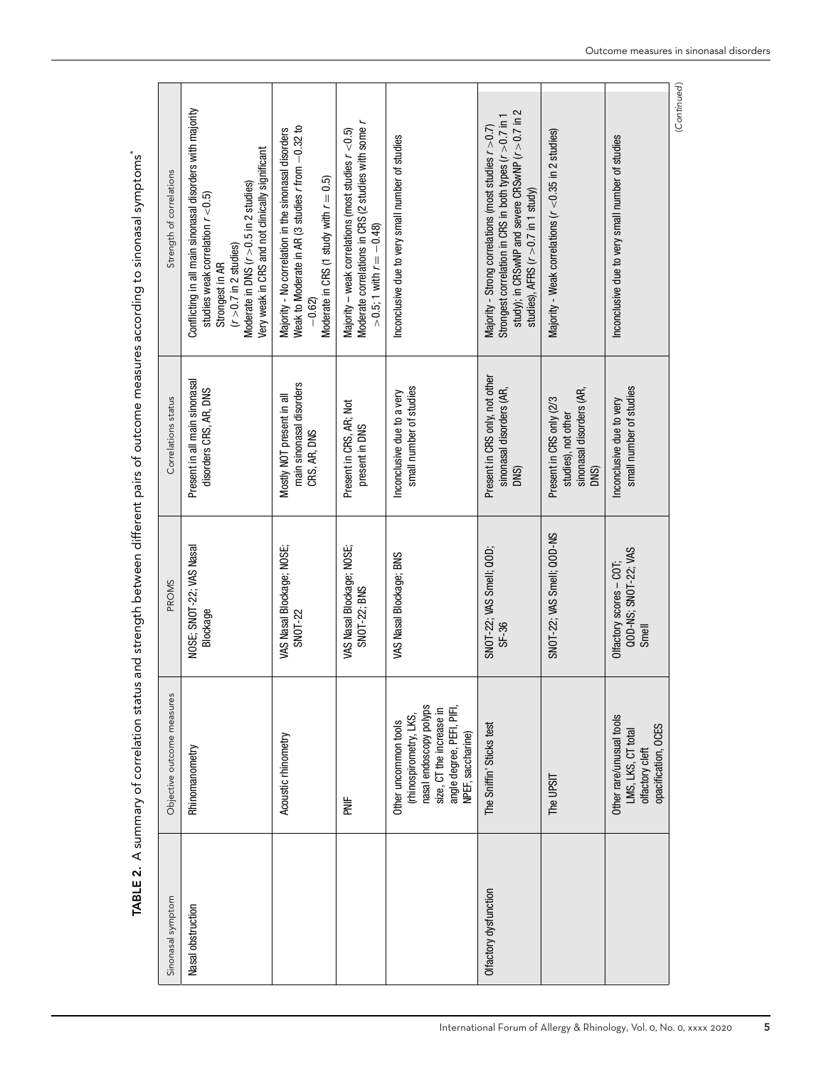**TABLE 2.** A summary of correlation status and strength between different pairs of outcome measures according to sinonasal symptoms*

| Sinonasal symptom | Objective outcome measures | PROMS | Correlations status | Strength of correlations |
|---|---|---|---|---|
| Nasal obstruction | Rhinomanometry | NOSE; SNOT-22; VAS Nasal Blockage | Present in all main sinonasal disorders CRS, AR, DNS | Conflicting in all main sinonasal disorders with majority studies weak correlation $r < 0.5$)<br>Strongest in AR ($r > 0.7$ in 2 studies)<br>Moderate in DNS ($r > 0.5$ in 2 studies)<br>Very weak in CRS and not clinically significant |
| | Acoustic rhinometry | VAS Nasal Blockage; NOSE; SNOT-22 | Mostly NOT present in all main sinonasal disorders CRS, AR, DNS | Majority - No correlation in the sinonasal disorders<br>Weak to Moderate in AR (3 studies $r$ from $-0.32$ to $-0.62$)<br>Moderate in CRS (1 study with $r = 0.5$) |
| | PNIF | VAS Nasal Blockage; NOSE; SNOT-22; BNS | Present in CRS, AR; Not present in DNS | Majority – weak correlations (most studies $r < 0.5$)<br>Moderate correlations in CRS (2 studies with some $r > 0.5$; 1 with $r = -0.48$) |
| | Other uncommon tools (rhinospirometry, LKS, nasal endoscopy polyps size, CT the increase in angle degree, PEFI, PIFI, NPEF, saccharine) | VAS Nasal Blockage; BNS | Inconclusive due to a very small number of studies | Inconclusive due to very small number of studies |
| Olfactory dysfunction | The Sniffin' Sticks test | SNOT-22; VAS Smell; QOD; SF-36 | Present in CRS only, not other sinonasal disorders (AR, DNS) | Majority - Strong correlations (most studies $r > 0.7$)<br>Strongest correlation in CRS in both types ($r > 0.7$ in 1 study); in CRSwNP and severe CRSwNP ($r > 0.7$ in 2 studies), AFRS ($r > 0.7$ in 1 study) |
| | The UPSIT | SNOT-22; VAS Smell; QOD-NS | Present in CRS only (2/3 studies), not other sinonasal disorders (AR, DNS) | Majority - Weak correlations ($r < 0.35$ in 2 studies) |
| | Other rare/unusual tools LMS, LKS, CT total olfactory cleft opacification, OCES | Olfactory scores – COT; QOD-NS; SNOT-22; VAS Smell | Inconclusive due to very small number of studies | Inconclusive due to very small number of studies |

(*Continued*)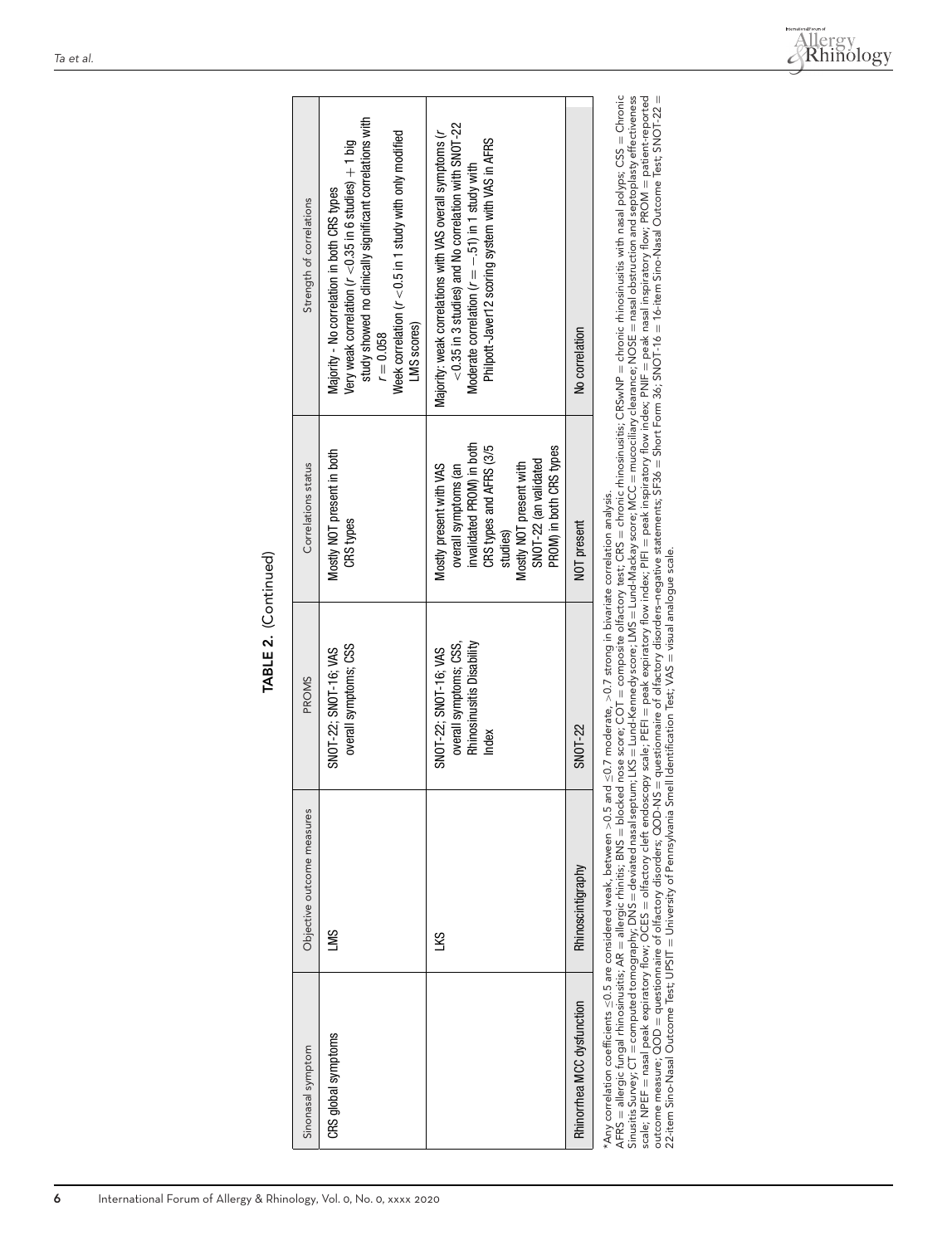**TABLE 2.** (Continued)

| Sinonasal symptom | Objective outcome measures | PROMS | Correlations status | Strength of correlations |
|---|---|---|---|---|
| CRS global symptoms | LMS | SNOT-22; SNOT-16; VAS overall symptoms; CSS | Mostly NOT present in both CRS types | Majority - No correlation in both CRS types<br>Very weak correlation ($r$ <0.35 in 6 studies) + 1 big study showed no clinically significant correlations with $r = 0.058$<br>Week correlation ($r$ <0.5 in 1 study with only modified LMS scores) |
| | LKS | SNOT-22; SNOT-16; VAS overall symptoms; CSS, Rhinosinusitis Disability Index | Mostly present with VAS overall symptoms (an invalidated PROM) in both CRS types and AFRS (3/5 studies)<br>Mostly NOT present with SNOT-22 (an validated PROM) in both CRS types | Majority: weak correlations with VAS overall symptoms ($r$ <0.35 in 3 studies) and No correlation with SNOT-22<br>Moderate correlation ($r = -.51$) in 1 study with Philpott-Javer12 scoring system with VAS in AFRS |
| Rhinorrhea MCC dysfunction | Rhinoscintigraphy | SNOT-22 | NOT present | No correlation |

*Any correlation coefficients ≤0.5 are considered weak, between >0.5 and ≤0.7 moderate, >0.7 strong in bivariate correlation analysis.
AFRS = allergic fungal rhinosinusitis; AR = allergic rhinitis; BNS = blocked nose score; COT = composite olfactory test; CRS = chronic rhinosinusitis; CRSwNP = chronic rhinosinusitis with nasal polyps; CSS = Chronic Sinusitis Survey; CT = computed tomography; DNS = deviated nasal septum; LKS = Lund-Kennedy score; LMS = Lund-Mackay score; MCC = mucociliary clearance; NOSE = nasal obstruction and septoplasty effectiveness scale; NPEF = nasal peak expiratory flow; OCES = olfactory cleft endoscopy scale; PEFI = peak expiratory flow index; PIFI = peak inspiratory flow index; PNIF = peak nasal inspiratory flow; PROM = patient-reported outcome measure; QOD = questionnaire of olfactory disorders; QOD-NS = questionnaire of olfactory disorders–negative statements; SF36 = Short Form 36; SNOT-16 = 16-item Sino-Nasal Outcome Test; SNOT-22 = 22-item Sino-Nasal Outcome Test; UPSIT = University of Pennsylvania Smell Identification Test; VAS = visual analogue scale.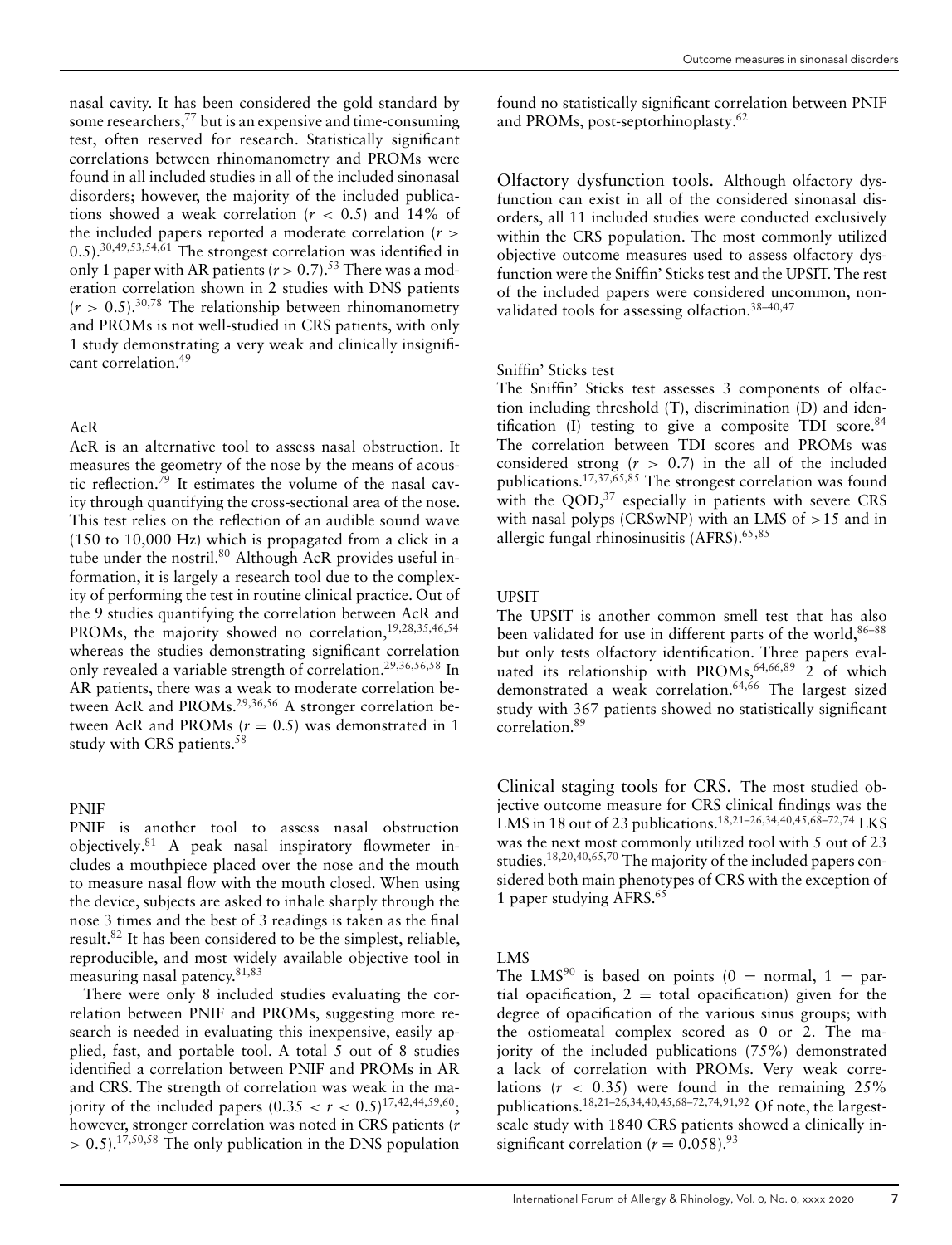nasal cavity. It has been considered the gold standard by some researchers,[77] but is an expensive and time-consuming test, often reserved for research. Statistically significant correlations between rhinomanometry and PROMs were found in all included studies in all of the included sinonasal disorders; however, the majority of the included publications showed a weak correlation ($r < 0.5$) and 14% of the included papers reported a moderate correlation ($r > 0.5$).[30,49,53,54,61] The strongest correlation was identified in only 1 paper with AR patients ($r > 0.7$).[53] There was a moderation correlation shown in 2 studies with DNS patients ($r > 0.5$).[30,78] The relationship between rhinomanometry and PROMs is not well-studied in CRS patients, with only 1 study demonstrating a very weak and clinically insignificant correlation.[49]

### AcR

AcR is an alternative tool to assess nasal obstruction. It measures the geometry of the nose by the means of acoustic reflection.[79] It estimates the volume of the nasal cavity through quantifying the cross-sectional area of the nose. This test relies on the reflection of an audible sound wave (150 to 10,000 Hz) which is propagated from a click in a tube under the nostril.[80] Although AcR provides useful information, it is largely a research tool due to the complexity of performing the test in routine clinical practice. Out of the 9 studies quantifying the correlation between AcR and PROMs, the majority showed no correlation,[19,28,35,46,54] whereas the studies demonstrating significant correlation only revealed a variable strength of correlation.[29,36,56,58] In AR patients, there was a weak to moderate correlation between AcR and PROMs.[29,36,56] A stronger correlation between AcR and PROMs ($r = 0.5$) was demonstrated in 1 study with CRS patients.[58]

### PNIF

PNIF is another tool to assess nasal obstruction objectively.[81] A peak nasal inspiratory flowmeter includes a mouthpiece placed over the nose and the mouth to measure nasal flow with the mouth closed. When using the device, subjects are asked to inhale sharply through the nose 3 times and the best of 3 readings is taken as the final result.[82] It has been considered to be the simplest, reliable, reproducible, and most widely available objective tool in measuring nasal patency.[81,83]

There were only 8 included studies evaluating the correlation between PNIF and PROMs, suggesting more research is needed in evaluating this inexpensive, easily applied, fast, and portable tool. A total 5 out of 8 studies identified a correlation between PNIF and PROMs in AR and CRS. The strength of correlation was weak in the majority of the included papers ($0.35 < r < 0.5$)[17,42,44,59,60]; however, stronger correlation was noted in CRS patients ($r > 0.5$).[17,50,58] The only publication in the DNS population found no statistically significant correlation between PNIF and PROMs, post-septorhinoplasty.[62]

## Olfactory dysfunction tools.

Although olfactory dysfunction can exist in all of the considered sinonasal disorders, all 11 included studies were conducted exclusively within the CRS population. The most commonly utilized objective outcome measures used to assess olfactory dysfunction were the Sniffin' Sticks test and the UPSIT. The rest of the included papers were considered uncommon, non-validated tools for assessing olfaction.[38–40,47]

### Sniffin' Sticks test

The Sniffin' Sticks test assesses 3 components of olfaction including threshold (T), discrimination (D) and identification (I) testing to give a composite TDI score.[84] The correlation between TDI scores and PROMs was considered strong ($r > 0.7$) in the all of the included publications.[17,37,65,85] The strongest correlation was found with the QOD,[37] especially in patients with severe CRS with nasal polyps (CRSwNP) with an LMS of >15 and in allergic fungal rhinosinusitis (AFRS).[65,85]

### UPSIT

The UPSIT is another common smell test that has also been validated for use in different parts of the world,[86–88] but only tests olfactory identification. Three papers evaluated its relationship with PROMs,[64,66,89] 2 of which demonstrated a weak correlation.[64,66] The largest sized study with 367 patients showed no statistically significant correlation.[89]

## Clinical staging tools for CRS.

The most studied objective outcome measure for CRS clinical findings was the LMS in 18 out of 23 publications.[18,21–26,34,40,45,68–72,74] LKS was the next most commonly utilized tool with 5 out of 23 studies.[18,20,40,65,70] The majority of the included papers considered both main phenotypes of CRS with the exception of 1 paper studying AFRS.[65]

### LMS

The LMS[90] is based on points (0 = normal, 1 = partial opacification, 2 = total opacification) given for the degree of opacification of the various sinus groups; with the ostiomeatal complex scored as 0 or 2. The majority of the included publications (75%) demonstrated a lack of correlation with PROMs. Very weak correlations ($r < 0.35$) were found in the remaining 25% publications.[18,21–26,34,40,45,68–72,74,91,92] Of note, the largest-scale study with 1840 CRS patients showed a clinically insignificant correlation ($r = 0.058$).[93]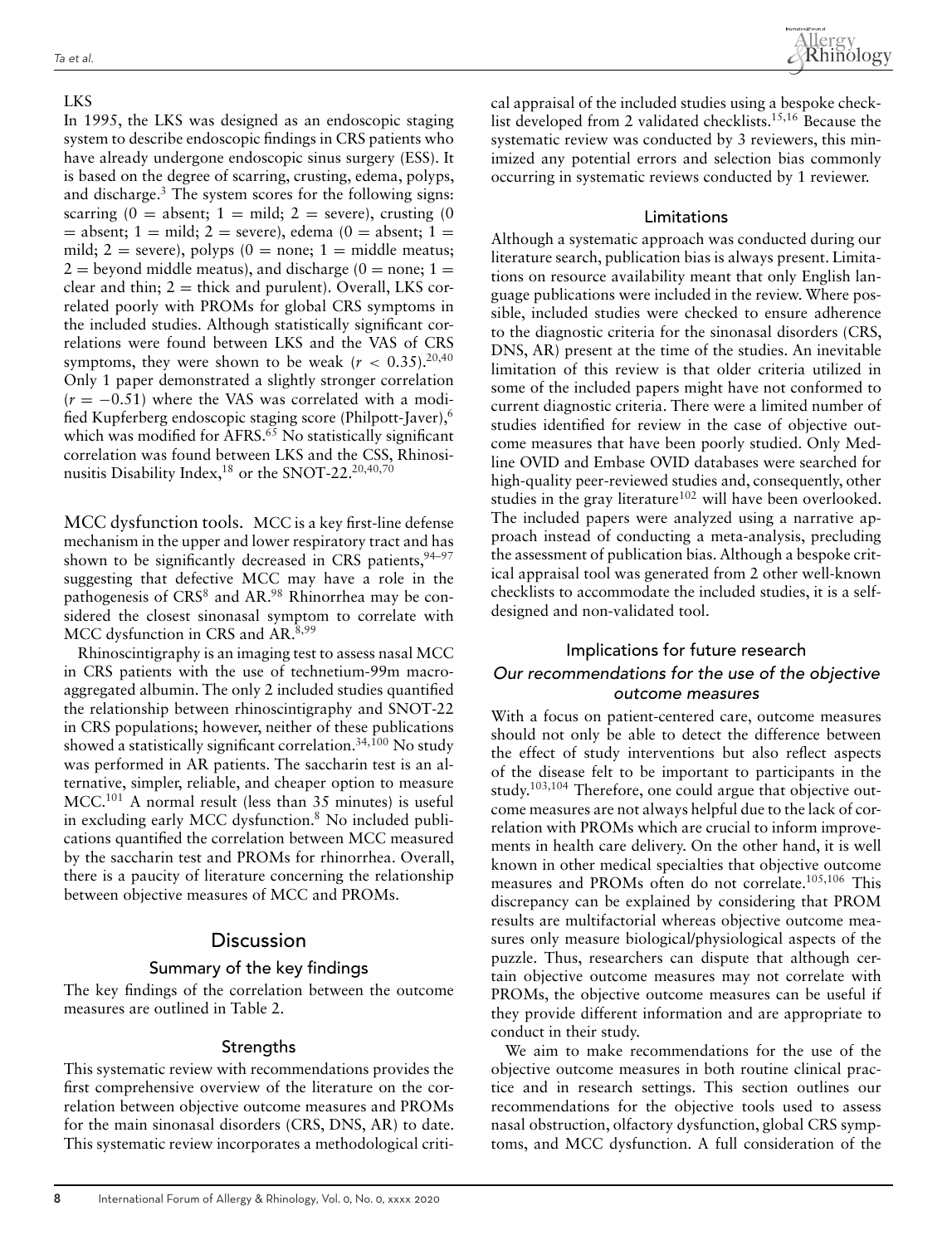#### LKS

In 1995, the LKS was designed as an endoscopic staging system to describe endoscopic findings in CRS patients who have already undergone endoscopic sinus surgery (ESS). It is based on the degree of scarring, crusting, edema, polyps, and discharge.[3] The system scores for the following signs: scarring (0 = absent; 1 = mild; 2 = severe), crusting (0 = absent; 1 = mild; 2 = severe), edema (0 = absent; 1 = mild; 2 = severe), polyps (0 = none; 1 = middle meatus; 2 = beyond middle meatus), and discharge (0 = none; 1 = clear and thin; 2 = thick and purulent). Overall, LKS correlated poorly with PROMs for global CRS symptoms in the included studies. Although statistically significant correlations were found between LKS and the VAS of CRS symptoms, they were shown to be weak ($r < 0.35$).[20,40] Only 1 paper demonstrated a slightly stronger correlation ($r = -0.51$) where the VAS was correlated with a modified Kupferberg endoscopic staging score (Philpott-Javer),[6] which was modified for AFRS.[65] No statistically significant correlation was found between LKS and the CSS, Rhinosinusitis Disability Index,[18] or the SNOT-22.[20,40,70]

**MCC dysfunction tools.** MCC is a key first-line defense mechanism in the upper and lower respiratory tract and has shown to be significantly decreased in CRS patients,[94–97] suggesting that defective MCC may have a role in the pathogenesis of CRS[8] and AR.[98] Rhinorrhea may be considered the closest sinonasal symptom to correlate with MCC dysfunction in CRS and AR.[8,99]

Rhinoscintigraphy is an imaging test to assess nasal MCC in CRS patients with the use of technetium-99m macroaggregated albumin. The only 2 included studies quantified the relationship between rhinoscintigraphy and SNOT-22 in CRS populations; however, neither of these publications showed a statistically significant correlation.[34,100] No study was performed in AR patients. The saccharin test is an alternative, simpler, reliable, and cheaper option to measure MCC.[101] A normal result (less than 35 minutes) is useful in excluding early MCC dysfunction.[8] No included publications quantified the correlation between MCC measured by the saccharin test and PROMs for rhinorrhea. Overall, there is a paucity of literature concerning the relationship between objective measures of MCC and PROMs.

## Discussion

### Summary of the key findings

The key findings of the correlation between the outcome measures are outlined in Table 2.

### Strengths

This systematic review with recommendations provides the first comprehensive overview of the literature on the correlation between objective outcome measures and PROMs for the main sinonasal disorders (CRS, DNS, AR) to date. This systematic review incorporates a methodological critical appraisal of the included studies using a bespoke checklist developed from 2 validated checklists.[15,16] Because the systematic review was conducted by 3 reviewers, this minimized any potential errors and selection bias commonly occurring in systematic reviews conducted by 1 reviewer.

### Limitations

Although a systematic approach was conducted during our literature search, publication bias is always present. Limitations on resource availability meant that only English language publications were included in the review. Where possible, included studies were checked to ensure adherence to the diagnostic criteria for the sinonasal disorders (CRS, DNS, AR) present at the time of the studies. An inevitable limitation of this review is that older criteria utilized in some of the included papers might have not conformed to current diagnostic criteria. There were a limited number of studies identified for review in the case of objective outcome measures that have been poorly studied. Only Medline OVID and Embase OVID databases were searched for high-quality peer-reviewed studies and, consequently, other studies in the gray literature[102] will have been overlooked. The included papers were analyzed using a narrative approach instead of conducting a meta-analysis, precluding the assessment of publication bias. Although a bespoke critical appraisal tool was generated from 2 other well-known checklists to accommodate the included studies, it is a self-designed and non-validated tool.

### Implications for future research

#### *Our recommendations for the use of the objective outcome measures*

With a focus on patient-centered care, outcome measures should not only be able to detect the difference between the effect of study interventions but also reflect aspects of the disease felt to be important to participants in the study.[103,104] Therefore, one could argue that objective outcome measures are not always helpful due to the lack of correlation with PROMs which are crucial to inform improvements in health care delivery. On the other hand, it is well known in other medical specialties that objective outcome measures and PROMs often do not correlate.[105,106] This discrepancy can be explained by considering that PROM results are multifactorial whereas objective outcome measures only measure biological/physiological aspects of the puzzle. Thus, researchers can dispute that although certain objective outcome measures may not correlate with PROMs, the objective outcome measures can be useful if they provide different information and are appropriate to conduct in their study.

We aim to make recommendations for the use of the objective outcome measures in both routine clinical practice and in research settings. This section outlines our recommendations for the objective tools used to assess nasal obstruction, olfactory dysfunction, global CRS symptoms, and MCC dysfunction. A full consideration of the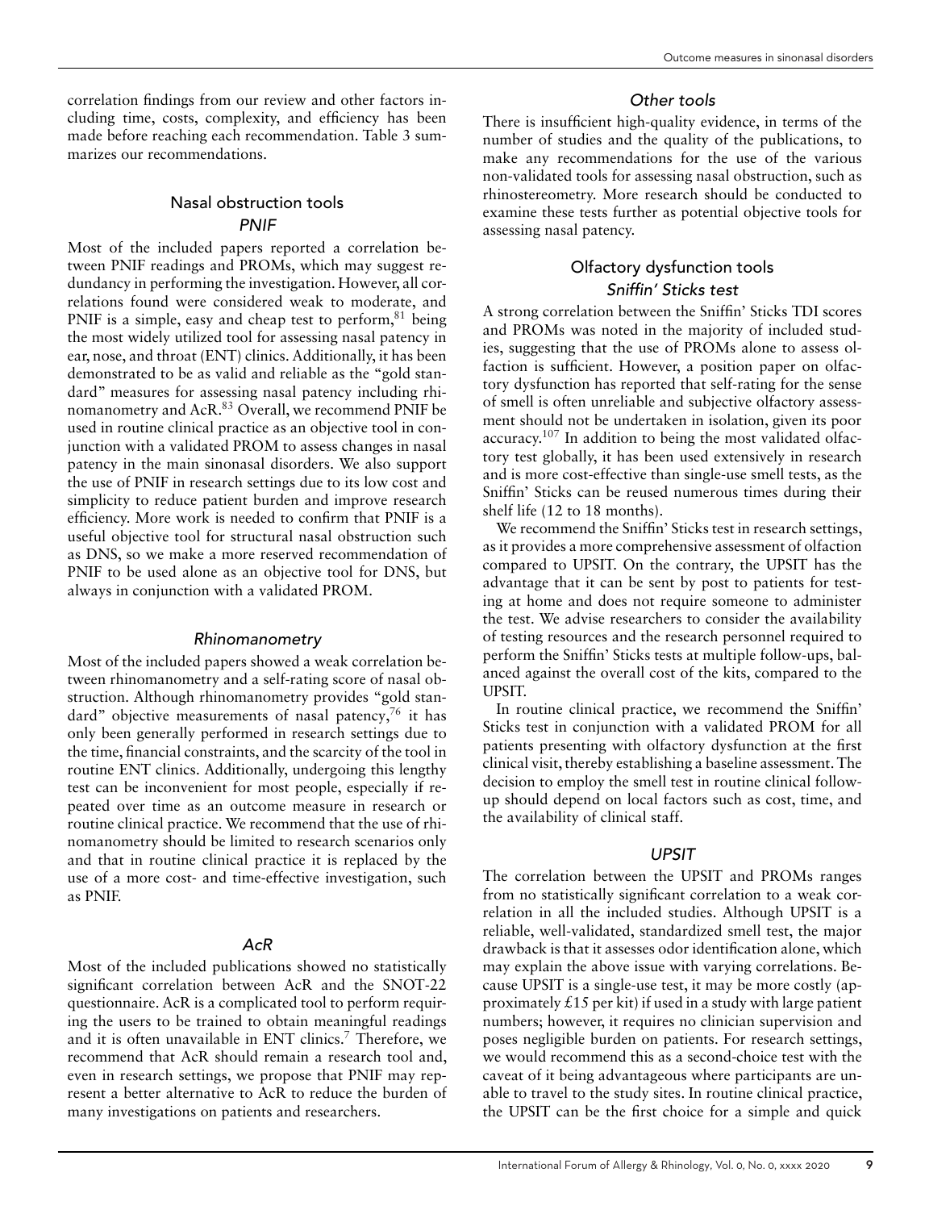correlation findings from our review and other factors including time, costs, complexity, and efficiency has been made before reaching each recommendation. Table 3 summarizes our recommendations.

## Nasal obstruction tools

### *PNIF*

Most of the included papers reported a correlation between PNIF readings and PROMs, which may suggest redundancy in performing the investigation. However, all correlations found were considered weak to moderate, and PNIF is a simple, easy and cheap test to perform,[81] being the most widely utilized tool for assessing nasal patency in ear, nose, and throat (ENT) clinics. Additionally, it has been demonstrated to be as valid and reliable as the "gold standard" measures for assessing nasal patency including rhinomanometry and AcR.[83] Overall, we recommend PNIF be used in routine clinical practice as an objective tool in conjunction with a validated PROM to assess changes in nasal patency in the main sinonasal disorders. We also support the use of PNIF in research settings due to its low cost and simplicity to reduce patient burden and improve research efficiency. More work is needed to confirm that PNIF is a useful objective tool for structural nasal obstruction such as DNS, so we make a more reserved recommendation of PNIF to be used alone as an objective tool for DNS, but always in conjunction with a validated PROM.

### *Rhinomanometry*

Most of the included papers showed a weak correlation between rhinomanometry and a self-rating score of nasal obstruction. Although rhinomanometry provides "gold standard" objective measurements of nasal patency,[76] it has only been generally performed in research settings due to the time, financial constraints, and the scarcity of the tool in routine ENT clinics. Additionally, undergoing this lengthy test can be inconvenient for most people, especially if repeated over time as an outcome measure in research or routine clinical practice. We recommend that the use of rhinomanometry should be limited to research scenarios only and that in routine clinical practice it is replaced by the use of a more cost- and time-effective investigation, such as PNIF.

### *AcR*

Most of the included publications showed no statistically significant correlation between AcR and the SNOT-22 questionnaire. AcR is a complicated tool to perform requiring the users to be trained to obtain meaningful readings and it is often unavailable in ENT clinics.[7] Therefore, we recommend that AcR should remain a research tool and, even in research settings, we propose that PNIF may represent a better alternative to AcR to reduce the burden of many investigations on patients and researchers.

### *Other tools*

There is insufficient high-quality evidence, in terms of the number of studies and the quality of the publications, to make any recommendations for the use of the various non-validated tools for assessing nasal obstruction, such as rhinostereometry. More research should be conducted to examine these tests further as potential objective tools for assessing nasal patency.

## Olfactory dysfunction tools

### *Sniffin' Sticks test*

A strong correlation between the Sniffin' Sticks TDI scores and PROMs was noted in the majority of included studies, suggesting that the use of PROMs alone to assess olfaction is sufficient. However, a position paper on olfactory dysfunction has reported that self-rating for the sense of smell is often unreliable and subjective olfactory assessment should not be undertaken in isolation, given its poor accuracy.[107] In addition to being the most validated olfactory test globally, it has been used extensively in research and is more cost-effective than single-use smell tests, as the Sniffin' Sticks can be reused numerous times during their shelf life (12 to 18 months).

We recommend the Sniffin' Sticks test in research settings, as it provides a more comprehensive assessment of olfaction compared to UPSIT. On the contrary, the UPSIT has the advantage that it can be sent by post to patients for testing at home and does not require someone to administer the test. We advise researchers to consider the availability of testing resources and the research personnel required to perform the Sniffin' Sticks tests at multiple follow-ups, balanced against the overall cost of the kits, compared to the UPSIT.

In routine clinical practice, we recommend the Sniffin' Sticks test in conjunction with a validated PROM for all patients presenting with olfactory dysfunction at the first clinical visit, thereby establishing a baseline assessment. The decision to employ the smell test in routine clinical follow-up should depend on local factors such as cost, time, and the availability of clinical staff.

### *UPSIT*

The correlation between the UPSIT and PROMs ranges from no statistically significant correlation to a weak correlation in all the included studies. Although UPSIT is a reliable, well-validated, standardized smell test, the major drawback is that it assesses odor identification alone, which may explain the above issue with varying correlations. Because UPSIT is a single-use test, it may be more costly (approximately £15 per kit) if used in a study with large patient numbers; however, it requires no clinician supervision and poses negligible burden on patients. For research settings, we would recommend this as a second-choice test with the caveat of it being advantageous where participants are unable to travel to the study sites. In routine clinical practice, the UPSIT can be the first choice for a simple and quick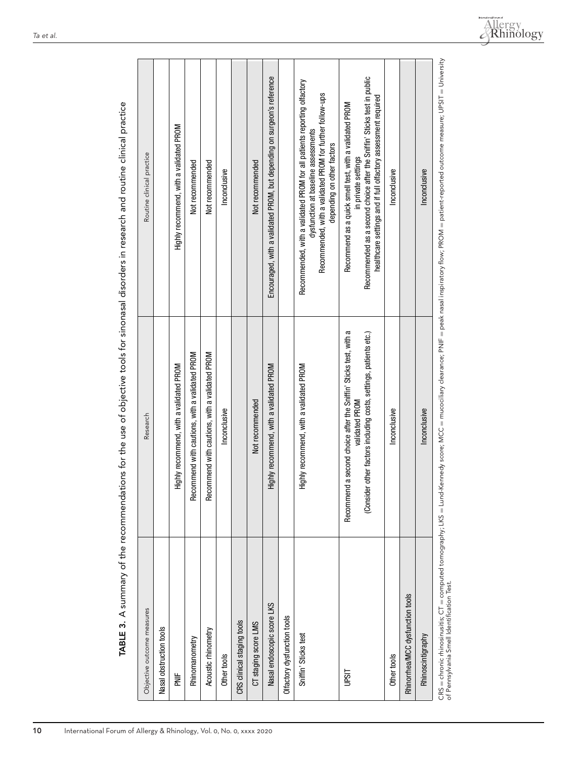**TABLE 3.** A summary of the recommendations for the use of objective tools for sinonasal disorders in research and routine clinical practice

| Objective outcome measures | Research | Routine clinical practice |
|---|---|---|
| Nasal obstruction tools | | |
| PNIF | Highly recommend, with a validated PROM | Highly recommend, with a validated PROM |
| Rhinomanometry | Recommend with cautions, with a validated PROM | Not recommended |
| Acoustic rhinometry | Recommend with cautions, with a validated PROM | Not recommended |
| Other tools | Inconclusive | Inconclusive |
| CRS clinical staging tools | | |
| CT staging score LMS | Not recommended | Not recommended |
| Nasal endoscopic score LKS | Highly recommend, with a validated PROM | Encouraged, with a validated PROM, but depending on surgeon's reference |
| Olfactory dysfunction tools | | |
| Sniffin' Sticks test | Highly recommend, with a validated PROM | Recommended, with a validated PROM for all patients reporting olfactory dysfunction at baseline assessments<br>Recommended, with a validated PROM for further follow-ups depending on other factors |
| UPSIT | Recommend a second choice after the Sniffin' Sticks test, with a validated PROM<br>(Consider other factors including costs, settings, patients etc.) | Recommend as a quick smell test, with a validated PROM in private settings<br>Recommended as a second choice after the Sniffin' Sticks test in public healthcare settings and if full olfactory assessment required |
| Other tools | Inconclusive | Inconclusive |
| Rhinorrhea/MCC dysfunction tools | | |
| Rhinoscintigraphy | Inconclusive | Inconclusive |

CRS = chronic rhinosinusitis; CT = computed tomography; LKS = Lund-Kennedy score; MCC = mucociliary clearance; PNIF = peak nasal inspiratory flow; PROM = patient-reported outcome measure; UPSIT = University of Pennsylvania Smell Identification Test.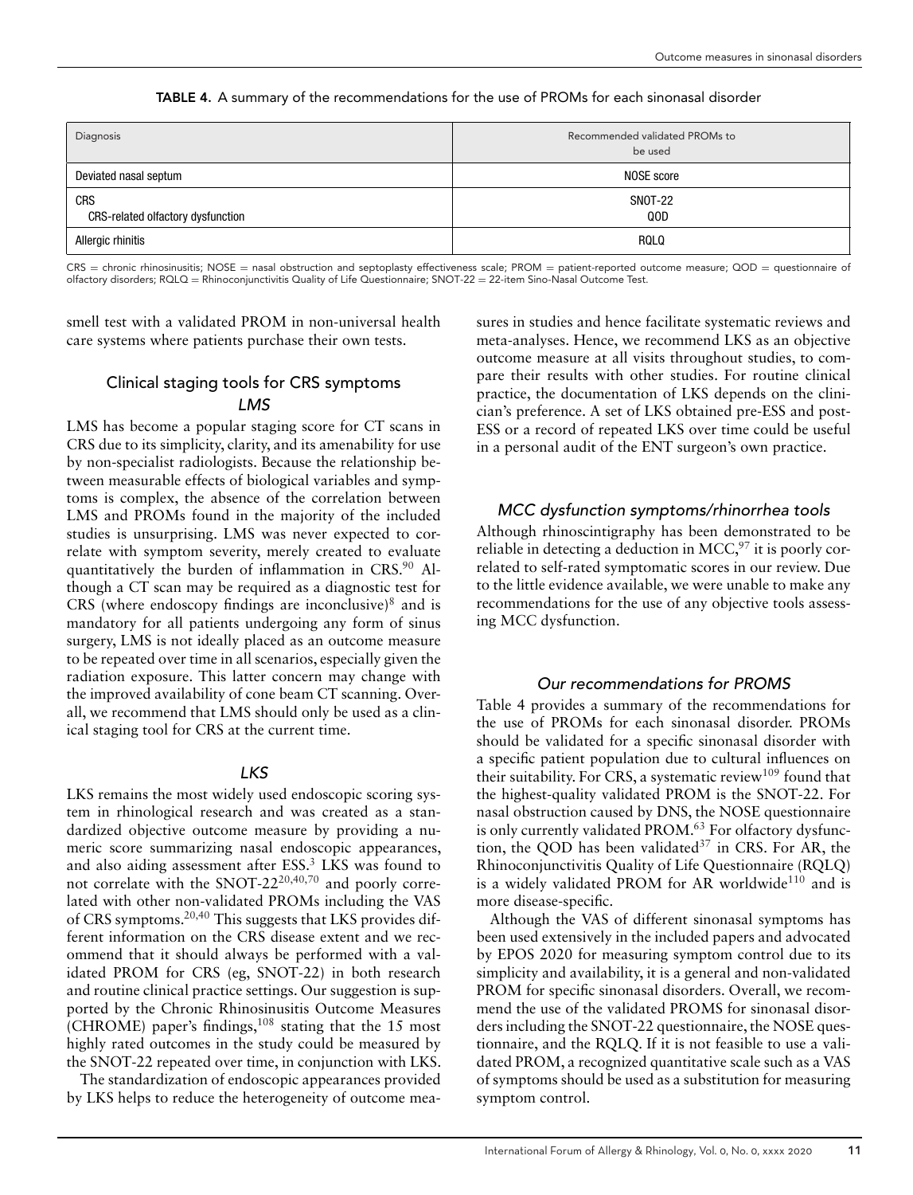**TABLE 4.** A summary of the recommendations for the use of PROMs for each sinonasal disorder

| Diagnosis | Recommended validated PROMs to be used |
|---|---|
| Deviated nasal septum | NOSE score |
| CRS<br>CRS-related olfactory dysfunction | SNOT-22<br>QOD |
| Allergic rhinitis | RQLQ |

CRS = chronic rhinosinusitis; NOSE = nasal obstruction and septoplasty effectiveness scale; PROM = patient-reported outcome measure; QOD = questionnaire of olfactory disorders; RQLQ = Rhinoconjunctivitis Quality of Life Questionnaire; SNOT-22 = 22-item Sino-Nasal Outcome Test.

smell test with a validated PROM in non-universal health care systems where patients purchase their own tests.

## Clinical staging tools for CRS symptoms

### *LMS*

LMS has become a popular staging score for CT scans in CRS due to its simplicity, clarity, and its amenability for use by non-specialist radiologists. Because the relationship between measurable effects of biological variables and symptoms is complex, the absence of the correlation between LMS and PROMs found in the majority of the included studies is unsurprising. LMS was never expected to correlate with symptom severity, merely created to evaluate quantitatively the burden of inflammation in CRS.[90] Although a CT scan may be required as a diagnostic test for CRS (where endoscopy findings are inconclusive)[8] and is mandatory for all patients undergoing any form of sinus surgery, LMS is not ideally placed as an outcome measure to be repeated over time in all scenarios, especially given the radiation exposure. This latter concern may change with the improved availability of cone beam CT scanning. Overall, we recommend that LMS should only be used as a clinical staging tool for CRS at the current time.

### *LKS*

LKS remains the most widely used endoscopic scoring system in rhinological research and was created as a standardized objective outcome measure by providing a numeric score summarizing nasal endoscopic appearances, and also aiding assessment after ESS.[3] LKS was found to not correlate with the SNOT-22[20,40,70] and poorly correlated with other non-validated PROMs including the VAS of CRS symptoms.[20,40] This suggests that LKS provides different information on the CRS disease extent and we recommend that it should always be performed with a validated PROM for CRS (eg, SNOT-22) in both research and routine clinical practice settings. Our suggestion is supported by the Chronic Rhinosinusitis Outcome Measures (CHROME) paper's findings,[108] stating that the 15 most highly rated outcomes in the study could be measured by the SNOT-22 repeated over time, in conjunction with LKS.

The standardization of endoscopic appearances provided by LKS helps to reduce the heterogeneity of outcome measures in studies and hence facilitate systematic reviews and meta-analyses. Hence, we recommend LKS as an objective outcome measure at all visits throughout studies, to compare their results with other studies. For routine clinical practice, the documentation of LKS depends on the clinician's preference. A set of LKS obtained pre-ESS and post-ESS or a record of repeated LKS over time could be useful in a personal audit of the ENT surgeon's own practice.

### *MCC dysfunction symptoms/rhinorrhea tools*

Although rhinoscintigraphy has been demonstrated to be reliable in detecting a deduction in MCC,[97] it is poorly correlated to self-rated symptomatic scores in our review. Due to the little evidence available, we were unable to make any recommendations for the use of any objective tools assessing MCC dysfunction.

### *Our recommendations for PROMS*

Table 4 provides a summary of the recommendations for the use of PROMs for each sinonasal disorder. PROMs should be validated for a specific sinonasal disorder with a specific patient population due to cultural influences on their suitability. For CRS, a systematic review[109] found that the highest-quality validated PROM is the SNOT-22. For nasal obstruction caused by DNS, the NOSE questionnaire is only currently validated PROM.[63] For olfactory dysfunction, the QOD has been validated[37] in CRS. For AR, the Rhinoconjunctivitis Quality of Life Questionnaire (RQLQ) is a widely validated PROM for AR worldwide[110] and is more disease-specific.

Although the VAS of different sinonasal symptoms has been used extensively in the included papers and advocated by EPOS 2020 for measuring symptom control due to its simplicity and availability, it is a general and non-validated PROM for specific sinonasal disorders. Overall, we recommend the use of the validated PROMS for sinonasal disorders including the SNOT-22 questionnaire, the NOSE questionnaire, and the RQLQ. If it is not feasible to use a validated PROM, a recognized quantitative scale such as a VAS of symptoms should be used as a substitution for measuring symptom control.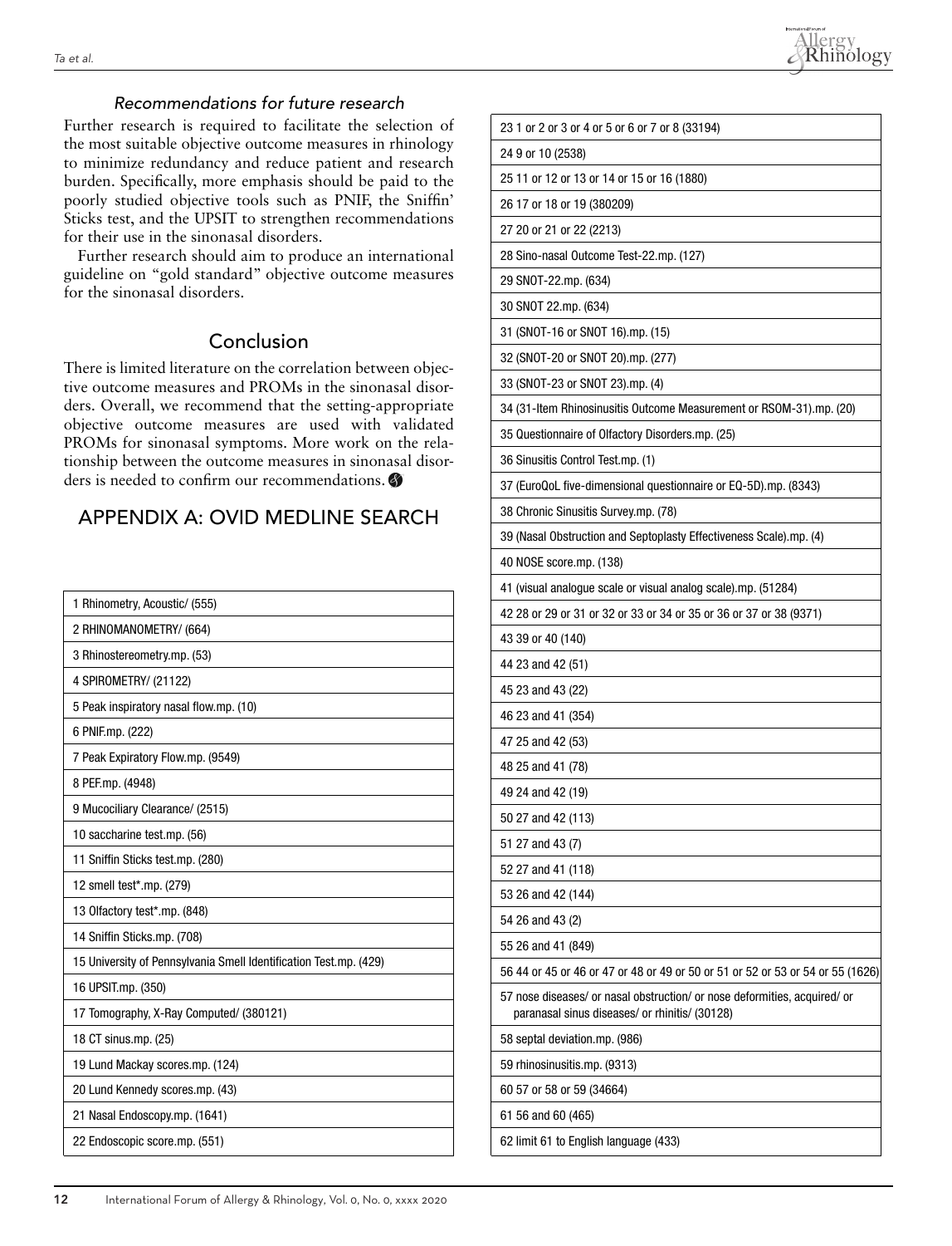### *Recommendations for future research*

Further research is required to facilitate the selection of the most suitable objective outcome measures in rhinology to minimize redundancy and reduce patient and research burden. Specifically, more emphasis should be paid to the poorly studied objective tools such as PNIF, the Sniffin' Sticks test, and the UPSIT to strengthen recommendations for their use in the sinonasal disorders.

Further research should aim to produce an international guideline on "gold standard" objective outcome measures for the sinonasal disorders.

## Conclusion

There is limited literature on the correlation between objective outcome measures and PROMs in the sinonasal disorders. Overall, we recommend that the setting-appropriate objective outcome measures are used with validated PROMs for sinonasal symptoms. More work on the relationship between the outcome measures in sinonasal disorders is needed to confirm our recommendations.

## APPENDIX A: OVID MEDLINE SEARCH

|  |
|---|
| 1 Rhinometry, Acoustic/ (555) |
| 2 RHINOMANOMETRY/ (664) |
| 3 Rhinostereometry.mp. (53) |
| 4 SPIROMETRY/ (21122) |
| 5 Peak inspiratory nasal flow.mp. (10) |
| 6 PNIF.mp. (222) |
| 7 Peak Expiratory Flow.mp. (9549) |
| 8 PEF.mp. (4948) |
| 9 Mucociliary Clearance/ (2515) |
| 10 saccharine test.mp. (56) |
| 11 Sniffin Sticks test.mp. (280) |
| 12 smell test*.mp. (279) |
| 13 Olfactory test*.mp. (848) |
| 14 Sniffin Sticks.mp. (708) |
| 15 University of Pennsylvania Smell Identification Test.mp. (429) |
| 16 UPSIT.mp. (350) |
| 17 Tomography, X-Ray Computed/ (380121) |
| 18 CT sinus.mp. (25) |
| 19 Lund Mackay scores.mp. (124) |
| 20 Lund Kennedy scores.mp. (43) |
| 21 Nasal Endoscopy.mp. (1641) |
| 22 Endoscopic score.mp. (551) |
| 23 1 or 2 or 3 or 4 or 5 or 6 or 7 or 8 (33194) |
| 24 9 or 10 (2538) |
| 25 11 or 12 or 13 or 14 or 15 or 16 (1880) |
| 26 17 or 18 or 19 (380209) |
| 27 20 or 21 or 22 (2213) |
| 28 Sino-nasal Outcome Test-22.mp. (127) |
| 29 SNOT-22.mp. (634) |
| 30 SNOT 22.mp. (634) |
| 31 (SNOT-16 or SNOT 16).mp. (15) |
| 32 (SNOT-20 or SNOT 20).mp. (277) |
| 33 (SNOT-23 or SNOT 23).mp. (4) |
| 34 (31-Item Rhinosinusitis Outcome Measurement or RSOM-31).mp. (20) |
| 35 Questionnaire of Olfactory Disorders.mp. (25) |
| 36 Sinusitis Control Test.mp. (1) |
| 37 (EuroQoL five-dimensional questionnaire or EQ-5D).mp. (8343) |
| 38 Chronic Sinusitis Survey.mp. (78) |
| 39 (Nasal Obstruction and Septoplasty Effectiveness Scale).mp. (4) |
| 40 NOSE score.mp. (138) |
| 41 (visual analogue scale or visual analog scale).mp. (51284) |
| 42 28 or 29 or 31 or 32 or 33 or 34 or 35 or 36 or 37 or 38 (9371) |
| 43 39 or 40 (140) |
| 44 23 and 42 (51) |
| 45 23 and 43 (22) |
| 46 23 and 41 (354) |
| 47 25 and 42 (53) |
| 48 25 and 41 (78) |
| 49 24 and 42 (19) |
| 50 27 and 42 (113) |
| 51 27 and 43 (7) |
| 52 27 and 41 (118) |
| 53 26 and 42 (144) |
| 54 26 and 43 (2) |
| 55 26 and 41 (849) |
| 56 44 or 45 or 46 or 47 or 48 or 49 or 50 or 51 or 52 or 53 or 54 or 55 (1626) |
| 57 nose diseases/ or nasal obstruction/ or nose deformities, acquired/ or paranasal sinus diseases/ or rhinitis/ (30128) |
| 58 septal deviation.mp. (986) |
| 59 rhinosinusitis.mp. (9313) |
| 60 57 or 58 or 59 (34664) |
| 61 56 and 60 (465) |
| 62 limit 61 to English language (433) |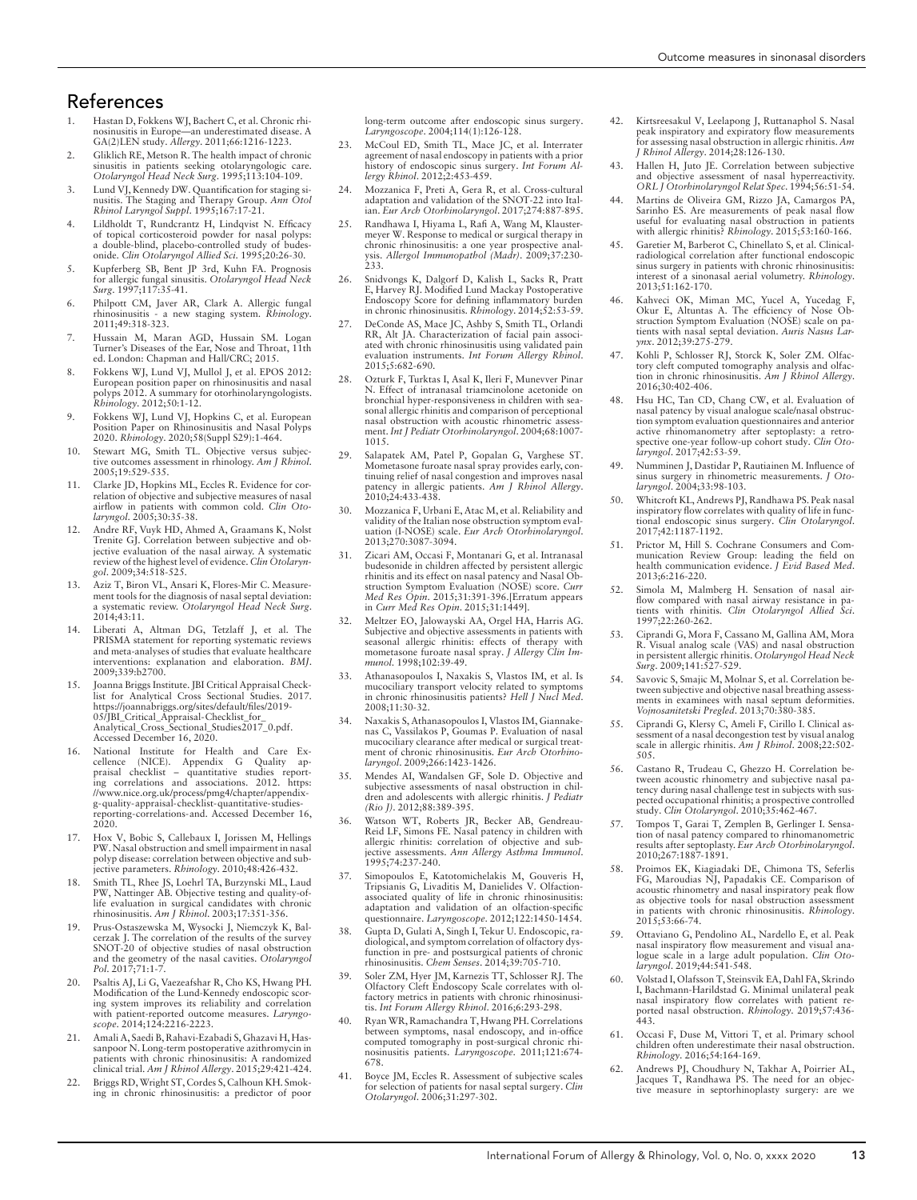# References

1. Hastan D, Fokkens WJ, Bachert C, et al. Chronic rhinosinusitis in Europe—an underestimated disease. A GA(2)LEN study. *Allergy*. 2011;66:1216-1223.
2. Gliklich RE, Metson R. The health impact of chronic sinusitis in patients seeking otolaryngologic care. *Otolaryngol Head Neck Surg*. 1995;113:104-109.
3. Lund VJ, Kennedy DW. Quantification for staging sinusitis. The Staging and Therapy Group. *Ann Otol Rhinol Laryngol Suppl*. 1995;167:17-21.
4. Lildholdt T, Rundcrantz H, Lindqvist N. Efficacy of topical corticosteroid powder for nasal polyps: a double-blind, placebo-controlled study of budesonide. *Clin Otolaryngol Allied Sci*. 1995;20:26-30.
5. Kupferberg SB, Bent JP 3rd, Kuhn FA. Prognosis for allergic fungal sinusitis. *Otolaryngol Head Neck Surg*. 1997;117:35-41.
6. Philpott CM, Javer AR, Clark A. Allergic fungal rhinosinusitis - a new staging system. *Rhinology*. 2011;49:318-323.
7. Hussain M, Maran AGD, Hussain SM. Logan Turner's Diseases of the Ear, Nose and Throat, 11th ed. London: Chapman and Hall/CRC; 2015.
8. Fokkens WJ, Lund VJ, Mullol J, et al. EPOS 2012: European position paper on rhinosinusitis and nasal polyps 2012. A summary for otorhinolaryngologists. *Rhinology*. 2012;50:1-12.
9. Fokkens WJ, Lund VJ, Hopkins C, et al. European Position Paper on Rhinosinusitis and Nasal Polyps 2020. *Rhinology*. 2020;58(Suppl S29):1-464.
10. Stewart MG, Smith TL. Objective versus subjective outcomes assessment in rhinology. *Am J Rhinol*. 2005;19:529-535.
11. Clarke JD, Hopkins ML, Eccles R. Evidence for correlation of objective and subjective measures of nasal airflow in patients with common cold. *Clin Otolaryngol*. 2005;30:35-38.
12. Andre RF, Vuyk HD, Ahmed A, Graamans K, Nolst Trenite GJ. Correlation between subjective and objective evaluation of the nasal airway. A systematic review of the highest level of evidence. *Clin Otolaryngol*. 2009;34:518-525.
13. Aziz T, Biron VL, Ansari K, Flores-Mir C. Measurement tools for the diagnosis of nasal septal deviation: a systematic review. *Otolaryngol Head Neck Surg*. 2014;43:11.
14. Liberati A, Altman DG, Tetzlaff J, et al. The PRISMA statement for reporting systematic reviews and meta-analyses of studies that evaluate healthcare interventions: explanation and elaboration. *BMJ*. 2009;339:b2700.
15. Joanna Briggs Institute. JBI Critical Appraisal Checklist for Analytical Cross Sectional Studies. 2017. https://joannabriggs.org/sites/default/files/2019-05/JBI_Critical_Appraisal-Checklist_for_Analytical_Cross_Sectional_Studies2017_0.pdf. Accessed December 16, 2020.
16. National Institute for Health and Care Excellence (NICE). Appendix G Quality appraisal checklist – quantitative studies reporting correlations and associations. 2012. https://www.nice.org.uk/process/pmg4/chapter/appendix-g-quality-appraisal-checklist-quantitative-studies-reporting-correlations-and. Accessed December 16, 2020.
17. Hox V, Bobic S, Callebaux I, Jorissen M, Hellings PW. Nasal obstruction and smell impairment in nasal polyp disease: correlation between objective and subjective parameters. *Rhinology*. 2010;48:426-432.
18. Smith TL, Rhee JS, Loehrl TA, Burzynski ML, Laud PW, Nattinger AB. Objective testing and quality-of-life evaluation in surgical candidates with chronic rhinosinusitis. *Am J Rhinol*. 2003;17:351-356.
19. Prus-Ostaszewska M, Wysocki J, Niemczyk K, Balcerzak J. The correlation of the results of the survey SNOT-20 of objective studies of nasal obstruction and the geometry of the nasal cavities. *Otolaryngol Pol*. 2017;71:1-7.
20. Psaltis AJ, Li G, Vaezeafshar R, Cho KS, Hwang PH. Modification of the Lund-Kennedy endoscopic scoring system improves its reliability and correlation with patient-reported outcome measures. *Laryngoscope*. 2014;124:2216-2223.
21. Amali A, Saedi B, Rahavi-Ezabadi S, Ghazavi H, Hassanpoor N. Long-term postoperative azithromycin in patients with chronic rhinosinusitis: A randomized clinical trial. *Am J Rhinol Allergy*. 2015;29:421-424.
22. Briggs RD, Wright ST, Cordes S, Calhoun KH. Smoking in chronic rhinosinusitis: a predictor of poor long-term outcome after endoscopic sinus surgery. *Laryngoscope*. 2004;114(1):126-128.
23. McCoul ED, Smith TL, Mace JC, et al. Interrater agreement of nasal endoscopy in patients with a prior history of endoscopic sinus surgery. *Int Forum Allergy Rhinol*. 2012;2:453-459.
24. Mozzanica F, Preti A, Gera R, et al. Cross-cultural adaptation and validation of the SNOT-22 into Italian. *Eur Arch Otorhinolaryngol*. 2017;274:887-895.
25. Randhawa I, Hiyama L, Rafi A, Wang M, Klaustermeyer W. Response to medical or surgical therapy in chronic rhinosinusitis: a one year prospective analysis. *Allergol Immunopathol (Madr)*. 2009;37:230-233.
26. Snidvongs K, Dalgorf D, Kalish L, Sacks R, Pratt E, Harvey RJ. Modified Lund Mackay Postoperative Endoscopy Score for defining inflammatory burden in chronic rhinosinusitis. *Rhinology*. 2014;52:53-59.
27. DeConde AS, Mace JC, Ashby S, Smith TL, Orlandi RR, Alt JA. Characterization of facial pain associated with chronic rhinosinusitis using validated pain evaluation instruments. *Int Forum Allergy Rhinol*. 2015;5:682-690.
28. Ozturk F, Turktas I, Asal K, Ileri F, Munevver Pinar N. Effect of intranasal triamcinolone acetonide on bronchial hyper-responsiveness in children with seasonal allergic rhinitis and comparison of perceptional nasal obstruction with acoustic rhinometric assessment. *Int J Pediatr Otorhinolaryngol*. 2004;68:1007-1015.
29. Salapatek AM, Patel P, Gopalan G, Varghese ST. Mometasone furoate nasal spray provides early, continuing relief of nasal congestion and improves nasal patency in allergic patients. *Am J Rhinol Allergy*. 2010;24:433-438.
30. Mozzanica F, Urbani E, Atac M, et al. Reliability and validity of the Italian nose obstruction symptom evaluation (I-NOSE) scale. *Eur Arch Otorhinolaryngol*. 2013;270:3087-3094.
31. Zicari AM, Occasi F, Montanari G, et al. Intranasal budesonide in children affected by persistent allergic rhinitis and its effect on nasal patency and Nasal Obstruction Symptom Evaluation (NOSE) score. *Curr Med Res Opin*. 2015;31:391-396.[Erratum appears in *Curr Med Res Opin*. 2015;31:1449].
32. Meltzer EO, Jalowayski AA, Orgel HA, Harris AG. Subjective and objective assessments in patients with seasonal allergic rhinitis: effects of therapy with mometasone furoate nasal spray. *J Allergy Clin Immunol*. 1998;102:39-49.
33. Athanasopoulos I, Naxakis S, Vlastos IM, et al. Is mucociliary transport velocity related to symptoms in chronic rhinosinusitis patients? *Hell J Nucl Med*. 2008;11:30-32.
34. Naxakis S, Athanasopoulos I, Vlastos IM, Giannakenas C, Vassilakos P, Goumas P. Evaluation of nasal mucociliary clearance after medical or surgical treatment of chronic rhinosinusitis. *Eur Arch Otorhinolaryngol*. 2009;266:1423-1426.
35. Mendes AI, Wandalsen GF, Sole D. Objective and subjective assessments of nasal obstruction in children and adolescents with allergic rhinitis. *J Pediatr (Rio J)*. 2012;88:389-395.
36. Watson WT, Roberts JR, Becker AB, Gendreau-Reid LF, Simons FE. Nasal patency in children with allergic rhinitis: correlation of objective and subjective assessments. *Ann Allergy Asthma Immunol*. 1995;74:237-240.
37. Simopoulos E, Katotomichelakis M, Gouveris H, Tripsianis G, Livaditis M, Danielides V. Olfaction-associated quality of life in chronic rhinosinusitis: adaptation and validation of an olfaction-specific questionnaire. *Laryngoscope*. 2012;122:1450-1454.
38. Gupta D, Gulati A, Singh I, Tekur U. Endoscopic, radiological, and symptom correlation of olfactory dysfunction in pre- and postsurgical patients of chronic rhinosinusitis. *Chem Senses*. 2014;39:705-710.
39. Soler ZM, Hyer JM, Karnezis TT, Schlosser RJ. The Olfactory Cleft Endoscopy Scale correlates with olfactory metrics in patients with chronic rhinosinusitis. *Int Forum Allergy Rhinol*. 2016;6:293-298.
40. Ryan WR, Ramachandra T, Hwang PH. Correlations between symptoms, nasal endoscopy, and in-office computed tomography in post-surgical chronic rhinosinusitis patients. *Laryngoscope*. 2011;121:674-678.
41. Boyce JM, Eccles R. Assessment of subjective scales for selection of patients for nasal septal surgery. *Clin Otolaryngol*. 2006;31:297-302.
42. Kirtsreesakul V, Leelapong J, Ruttanaphol S. Nasal peak inspiratory and expiratory flow measurements for assessing nasal obstruction in allergic rhinitis. *Am J Rhinol Allergy*. 2014;28:126-130.
43. Hallen H, Juto JE. Correlation between subjective and objective assessment of nasal hyperreactivity. *ORL J Otorhinolaryngol Relat Spec*. 1994;56:51-54.
44. Martins de Oliveira GM, Rizzo JA, Camargos PA, Sarinho ES. Are measurements of peak nasal flow useful for evaluating nasal obstruction in patients with allergic rhinitis? *Rhinology*. 2015;53:160-166.
45. Garetier M, Barberot C, Chinellato S, et al. Clinical-radiological correlation after functional endoscopic sinus surgery in patients with chronic rhinosinusitis: interest of a sinonasal aerial volumetry. *Rhinology*. 2013;51:162-170.
46. Kahveci OK, Miman MC, Yucel A, Yucedag F, Okur E, Altuntas A. The efficiency of Nose Obstruction Symptom Evaluation (NOSE) scale on patients with nasal septal deviation. *Auris Nasus Larynx*. 2012;39:275-279.
47. Kohli P, Schlosser RJ, Storck K, Soler ZM. Olfactory cleft computed tomography analysis and olfaction in chronic rhinosinusitis. *Am J Rhinol Allergy*. 2016;30:402-406.
48. Hsu HC, Tan CD, Chang CW, et al. Evaluation of nasal patency by visual analogue scale/nasal obstruction symptom evaluation questionnaires and anterior active rhinomanometry after septoplasty: a retrospective one-year follow-up cohort study. *Clin Otolaryngol*. 2017;42:53-59.
49. Numminen J, Dastidar P, Rautiainen M. Influence of sinus surgery in rhinometric measurements. *J Otolaryngol*. 2004;33:98-103.
50. Whitcroft KL, Andrews PJ, Randhawa PS. Peak nasal inspiratory flow correlates with quality of life in functional endoscopic sinus surgery. *Clin Otolaryngol*. 2017;42:1187-1192.
51. Prictor M, Hill S. Cochrane Consumers and Communication Review Group: leading the field on health communication evidence. *J Evid Based Med*. 2013;6:216-220.
52. Simola M, Malmberg H. Sensation of nasal airflow compared with nasal airway resistance in patients with rhinitis. *Clin Otolaryngol Allied Sci*. 1997;22:260-262.
53. Ciprandi G, Mora F, Cassano M, Gallina AM, Mora R. Visual analog scale (VAS) and nasal obstruction in persistent allergic rhinitis. *Otolaryngol Head Neck Surg*. 2009;141:527-529.
54. Savovic S, Smajic M, Molnar S, et al. Correlation between subjective and objective nasal breathing assessments in examinees with nasal septum deformities. *Vojnosanitetski Pregled*. 2013;70:380-385.
55. Ciprandi G, Klersy C, Ameli F, Cirillo I. Clinical assessment of a nasal decongestion test by visual analog scale in allergic rhinitis. *Am J Rhinol*. 2008;22:502-505.
56. Castano R, Trudeau C, Ghezzo H. Correlation between acoustic rhinometry and subjective nasal patency during nasal challenge test in subjects with suspected occupational rhinitis; a prospective controlled study. *Clin Otolaryngol*. 2010;35:462-467.
57. Tompos T, Garai T, Zemplen B, Gerlinger I. Sensation of nasal patency compared to rhinomanometric results after septoplasty. *Eur Arch Otorhinolaryngol*. 2010;267:1887-1891.
58. Proimos EK, Kiagiadaki DE, Chimona TS, Seferlis FG, Maroudias NJ, Papadakis CE. Comparison of acoustic rhinometry and nasal inspiratory peak flow as objective tools for nasal obstruction assessment in patients with chronic rhinosinusitis. *Rhinology*. 2015;53:66-74.
59. Ottaviano G, Pendolino AL, Nardello E, et al. Peak nasal inspiratory flow measurement and visual analogue scale in a large adult population. *Clin Otolaryngol*. 2019;44:541-548.
60. Volstad I, Olafsson T, Steinsvik EA, Dahl FA, Skrindo I, Bachmann-Harildstad G. Minimal unilateral peak nasal inspiratory flow correlates with patient reported nasal obstruction. *Rhinology*. 2019;57:436-443.
61. Occasi F, Duse M, Vittori T, et al. Primary school children often underestimate their nasal obstruction. *Rhinology*. 2016;54:164-169.
62. Andrews PJ, Choudhury N, Takhar A, Poirrier AL, Jacques T, Randhawa PS. The need for an objective measure in septorhinoplasty surgery: are we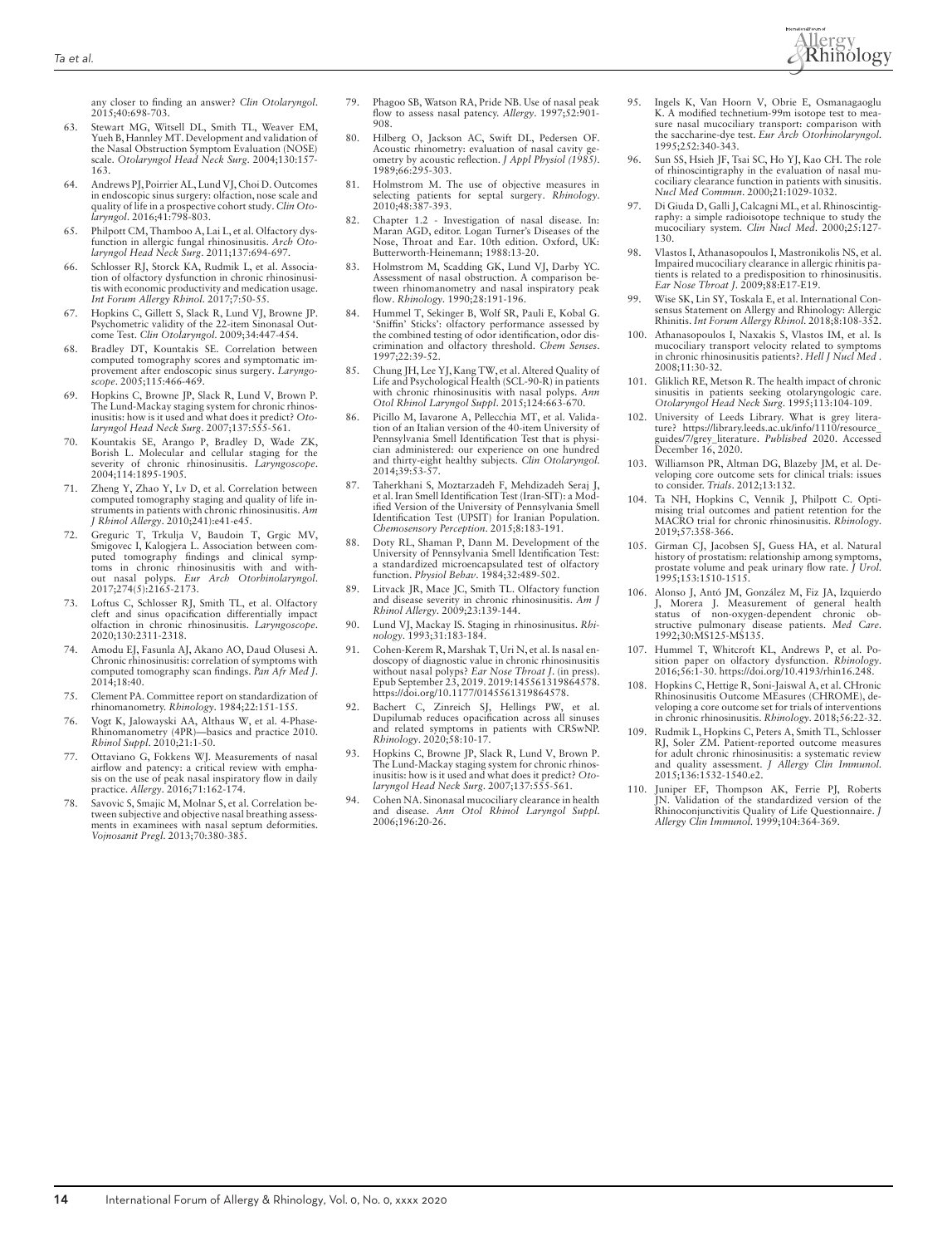any closer to finding an answer? *Clin Otolaryngol*. 2015;40:698-703.

63. Stewart MG, Witsell DL, Smith TL, Weaver EM, Yueh B, Hannley MT. Development and validation of the Nasal Obstruction Symptom Evaluation (NOSE) scale. *Otolaryngol Head Neck Surg*. 2004;130:157-163.
64. Andrews PJ, Poirrier AL, Lund VJ, Choi D. Outcomes in endoscopic sinus surgery: olfaction, nose scale and quality of life in a prospective cohort study. *Clin Otolaryngol*. 2016;41:798-803.
65. Philpott CM, Thamboo A, Lai L, et al. Olfactory dysfunction in allergic fungal rhinosinusitis. *Arch Otolaryngol Head Neck Surg*. 2011;137:694-697.
66. Schlosser RJ, Storck KA, Rudmik L, et al. Association of olfactory dysfunction in chronic rhinosinusitis with economic productivity and medication usage. *Int Forum Allergy Rhinol*. 2017;7:50-55.
67. Hopkins C, Gillett S, Slack R, Lund VJ, Browne JP. Psychometric validity of the 22-item Sinonasal Outcome Test. *Clin Otolaryngol*. 2009;34:447-454.
68. Bradley DT, Kountakis SE. Correlation between computed tomography scores and symptomatic improvement after endoscopic sinus surgery. *Laryngoscope*. 2005;115:466-469.
69. Hopkins C, Browne JP, Slack R, Lund V, Brown P. The Lund-Mackay staging system for chronic rhinosinusitis: how is it used and what does it predict? *Otolaryngol Head Neck Surg*. 2007;137:555-561.
70. Kountakis SE, Arango P, Bradley D, Wade ZK, Borish L. Molecular and cellular staging for the severity of chronic rhinosinusitis. *Laryngoscope*. 2004;114:1895-1905.
71. Zheng Y, Zhao Y, Lv D, et al. Correlation between computed tomography staging and quality of life instruments in patients with chronic rhinosinusitis. *Am J Rhinol Allergy*. 2010;24(1):e41-e45.
72. Greguric T, Trkulja V, Baudoin T, Grgic MV, Smigovec I, Kalogjera L. Association between computed tomography findings and clinical symptoms in chronic rhinosinusitis with and without nasal polyps. *Eur Arch Otorhinolaryngol*. 2017;274(5):2165-2173.
73. Loftus C, Schlosser RJ, Smith TL, et al. Olfactory cleft and sinus opacification differentially impact olfaction in chronic rhinosinusitis. *Laryngoscope*. 2020;130:2311-2318.
74. Amodu EJ, Fasunla AJ, Akano AO, Daud Olusesi A. Chronic rhinosinusitis: correlation of symptoms with computed tomography scan findings. *Pan Afr Med J*. 2014;18:40.
75. Clement PA. Committee report on standardization of rhinomanometry. *Rhinology*. 1984;22:151-155.
76. Vogt K, Jalowayski AA, Althaus W, et al. 4-Phase-Rhinomanometry (4PR)—basics and practice 2010. *Rhinol Suppl*. 2010;21:1-50.
77. Ottaviano G, Fokkens WJ. Measurements of nasal airflow and patency: a critical review with emphasis on the use of peak nasal inspiratory flow in daily practice. *Allergy*. 2016;71:162-174.
78. Savovic S, Smajic M, Molnar S, et al. Correlation between subjective and objective nasal breathing assessments in examinees with nasal septum deformities. *Vojnosanit Pregl*. 2013;70:380-385.
79. Phagoo SB, Watson RA, Pride NB. Use of nasal peak flow to assess nasal patency. *Allergy*. 1997;52:901-908.
80. Hilberg O, Jackson AC, Swift DL, Pedersen OF. Acoustic rhinometry: evaluation of nasal cavity geometry by acoustic reflection. *J Appl Physiol (1985)*. 1989;66:295-303.
81. Holmstrom M. The use of objective measures in selecting patients for septal surgery. *Rhinology*. 2010;48:387-393.
82. Chapter 1.2 - Investigation of nasal disease. In: Maran AGD, editor. Logan Turner's Diseases of the Nose, Throat and Ear. 10th edition. Oxford, UK: Butterworth-Heinemann; 1988:13-20.
83. Holmstrom M, Scadding GK, Lund VJ, Darby YC. Assessment of nasal obstruction. A comparison between rhinomanometry and nasal inspiratory peak flow. *Rhinology*. 1990;28:191-196.
84. Hummel T, Sekinger B, Wolf SR, Pauli E, Kobal G. 'Sniffin' Sticks': olfactory performance assessed by the combined testing of odor identification, odor discrimination and olfactory threshold. *Chem Senses*. 1997;22:39-52.
85. Chung JH, Lee YJ, Kang TW, et al. Altered Quality of Life and Psychological Health (SCL-90-R) in patients with chronic rhinosinusitis with nasal polyps. *Ann Otol Rhinol Laryngol Suppl*. 2015;124:663-670.
86. Picillo M, Iavarone A, Pellecchia MT, et al. Validation of an Italian version of the 40-item University of Pennsylvania Smell Identification Test that is physician administered: our experience on one hundred and thirty-eight healthy subjects. *Clin Otolaryngol*. 2014;39:53-57.
87. Taherkhani S, Moztarzadeh F, Mehdizadeh Seraj J, et al. Iran Smell Identification Test (Iran-SIT): a Modified Version of the University of Pennsylvania Smell Identification Test (UPSIT) for Iranian Population. *Chemosensory Perception*. 2015;8:183-191.
88. Doty RL, Shaman P, Dann M. Development of the University of Pennsylvania Smell Identification Test: a standardized microencapsulated test of olfactory function. *Physiol Behav*. 1984;32:489-502.
89. Litvack JR, Mace JC, Smith TL. Olfactory function and disease severity in chronic rhinosinusitis. *Am J Rhinol Allergy*. 2009;23:139-144.
90. Lund VJ, Mackay IS. Staging in rhinosinusitus. *Rhinology*. 1993;31:183-184.
91. Cohen-Kerem R, Marshak T, Uri N, et al. Is nasal endoscopy of diagnostic value in chronic rhinosinusitis without nasal polyps? *Ear Nose Throat J*. (in press). Epub September 23, 2019. 2019:145561319864578. https://doi.org/10.1177/0145561319864578.
92. Bachert C, Zinreich SJ, Hellings PW, et al. Dupilumab reduces opacification across all sinuses and related symptoms in patients with CRSwNP. *Rhinology*. 2020;58:10-17.
93. Hopkins C, Browne JP, Slack R, Lund V, Brown P. The Lund-Mackay staging system for chronic rhinosinusitis: how is it used and what does it predict? *Otolaryngol Head Neck Surg*. 2007;137:555-561.
94. Cohen NA. Sinonasal mucociliary clearance in health and disease. *Ann Otol Rhinol Laryngol Suppl*. 2006;196:20-26.
95. Ingels K, Van Hoorn V, Obrie E, Osmanagaoglu K. A modified technetium-99m isotope test to measure nasal mucociliary transport: comparison with the saccharine-dye test. *Eur Arch Otorhinolaryngol*. 1995;252:340-343.
96. Sun SS, Hsieh JF, Tsai SC, Ho YJ, Kao CH. The role of rhinoscintigraphy in the evaluation of nasal mucociliary clearance function in patients with sinusitis. *Nucl Med Commun*. 2000;21:1029-1032.
97. Di Giuda D, Galli J, Calcagni ML, et al. Rhinoscintigraphy: a simple radioisotope technique to study the mucociliary system. *Clin Nucl Med*. 2000;25:127-130.
98. Vlastos I, Athanasopoulos I, Mastronikolis NS, et al. Impaired mucociliary clearance in allergic rhinitis patients is related to a predisposition to rhinosinusitis. *Ear Nose Throat J*. 2009;88:E17-E19.
99. Wise SK, Lin SY, Toskala E, et al. International Consensus Statement on Allergy and Rhinology: Allergic Rhinitis. *Int Forum Allergy Rhinol*. 2018;8:108-352.
100. Athanasopoulos I, Naxakis S, Vlastos IM, et al. Is mucociliary transport velocity related to symptoms in chronic rhinosinusitis patients?. *Hell J Nucl Med* . 2008;11:30-32.
101. Gliklich RE, Metson R. The health impact of chronic sinusitis in patients seeking otolaryngologic care. *Otolaryngol Head Neck Surg*. 1995;113:104-109.
102. University of Leeds Library. What is grey literature? https://library.leeds.ac.uk/info/1110/resource_guides/7/grey_literature. *Published* 2020. Accessed December 16, 2020.
103. Williamson PR, Altman DG, Blazeby JM, et al. Developing core outcome sets for clinical trials: issues to consider. *Trials*. 2012;13:132.
104. Ta NH, Hopkins C, Vennik J, Philpott C. Optimising trial outcomes and patient retention for the MACRO trial for chronic rhinosinusitis. *Rhinology*. 2019;57:358-366.
105. Girman CJ, Jacobsen SJ, Guess HA, et al. Natural history of prostatism: relationship among symptoms, prostate volume and peak urinary flow rate. *J Urol*. 1995;153:1510-1515.
106. Alonso J, Antó JM, González M, Fiz JA, Izquierdo J, Morera J. Measurement of general health status of non-oxygen-dependent chronic obstructive pulmonary disease patients. *Med Care*. 1992;30:MS125-MS135.
107. Hummel T, Whitcroft KL, Andrews P, et al. Position paper on olfactory dysfunction. *Rhinology*. 2016;56:1-30. https://doi.org/10.4193/rhin16.248.
108. Hopkins C, Hettige R, Soni-Jaiswal A, et al. CHronic Rhinosinusitis Outcome MEasures (CHROME), developing a core outcome set for trials of interventions in chronic rhinosinusitis. *Rhinology*. 2018;56:22-32.
109. Rudmik L, Hopkins C, Peters A, Smith TL, Schlosser RJ, Soler ZM. Patient-reported outcome measures for adult chronic rhinosinusitis: a systematic review and quality assessment. *J Allergy Clin Immunol*. 2015;136:1532-1540.e2.
110. Juniper EF, Thompson AK, Ferrie PJ, Roberts JN. Validation of the standardized version of the Rhinoconjunctivitis Quality of Life Questionnaire. *J Allergy Clin Immunol*. 1999;104:364-369.